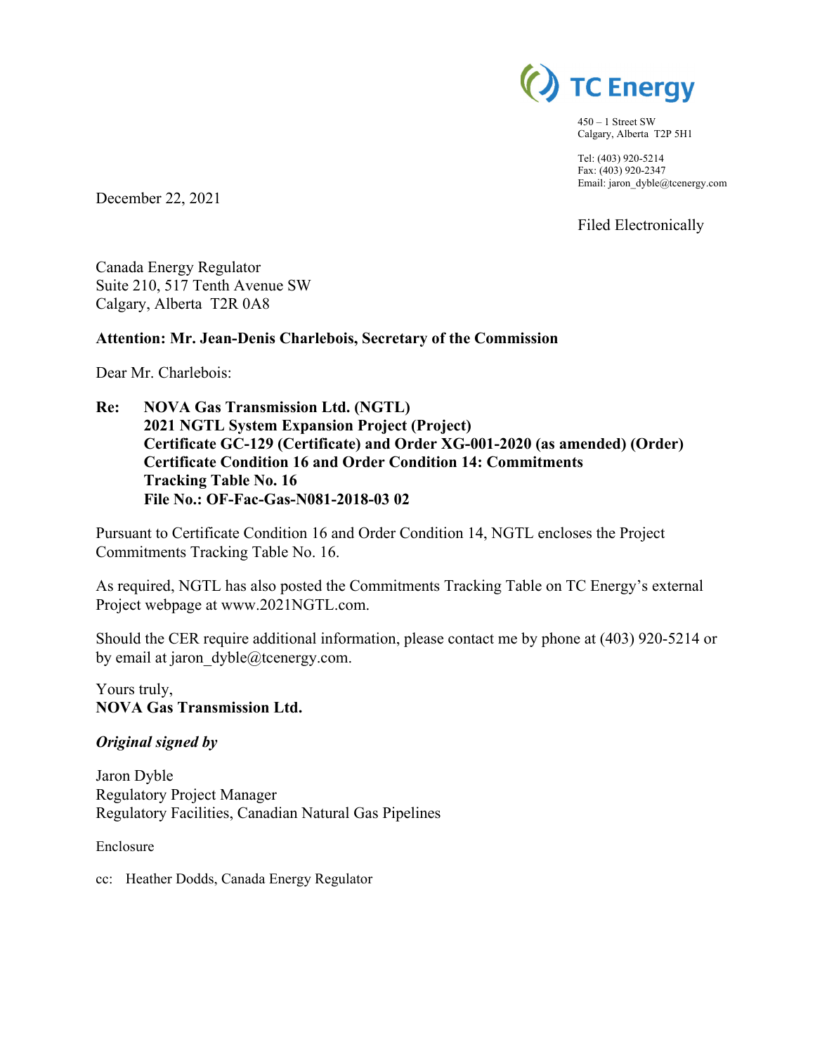TC Energy

450 – 1 Street SW
Calgary, Alberta T2P 5H1

Tel: (403) 920-5214
Fax: (403) 920-2347
Email: jaron_dyble@tcenergy.com

December 22, 2021

Filed Electronically

Canada Energy Regulator
Suite 210, 517 Tenth Avenue SW
Calgary, Alberta T2R 0A8

**Attention: Mr. Jean-Denis Charlebois, Secretary of the Commission**

Dear Mr. Charlebois:

**Re: NOVA Gas Transmission Ltd. (NGTL)**
**2021 NGTL System Expansion Project (Project)**
**Certificate GC-129 (Certificate) and Order XG-001-2020 (as amended) (Order)**
**Certificate Condition 16 and Order Condition 14: Commitments Tracking Table No. 16**
**File No.: OF-Fac-Gas-N081-2018-03 02**

Pursuant to Certificate Condition 16 and Order Condition 14, NGTL encloses the Project Commitments Tracking Table No. 16.

As required, NGTL has also posted the Commitments Tracking Table on TC Energy's external Project webpage at www.2021NGTL.com.

Should the CER require additional information, please contact me by phone at (403) 920-5214 or by email at jaron_dyble@tcenergy.com.

Yours truly,
**NOVA Gas Transmission Ltd.**

***Original signed by***

Jaron Dyble
Regulatory Project Manager
Regulatory Facilities, Canadian Natural Gas Pipelines

Enclosure

cc: Heather Dodds, Canada Energy Regulator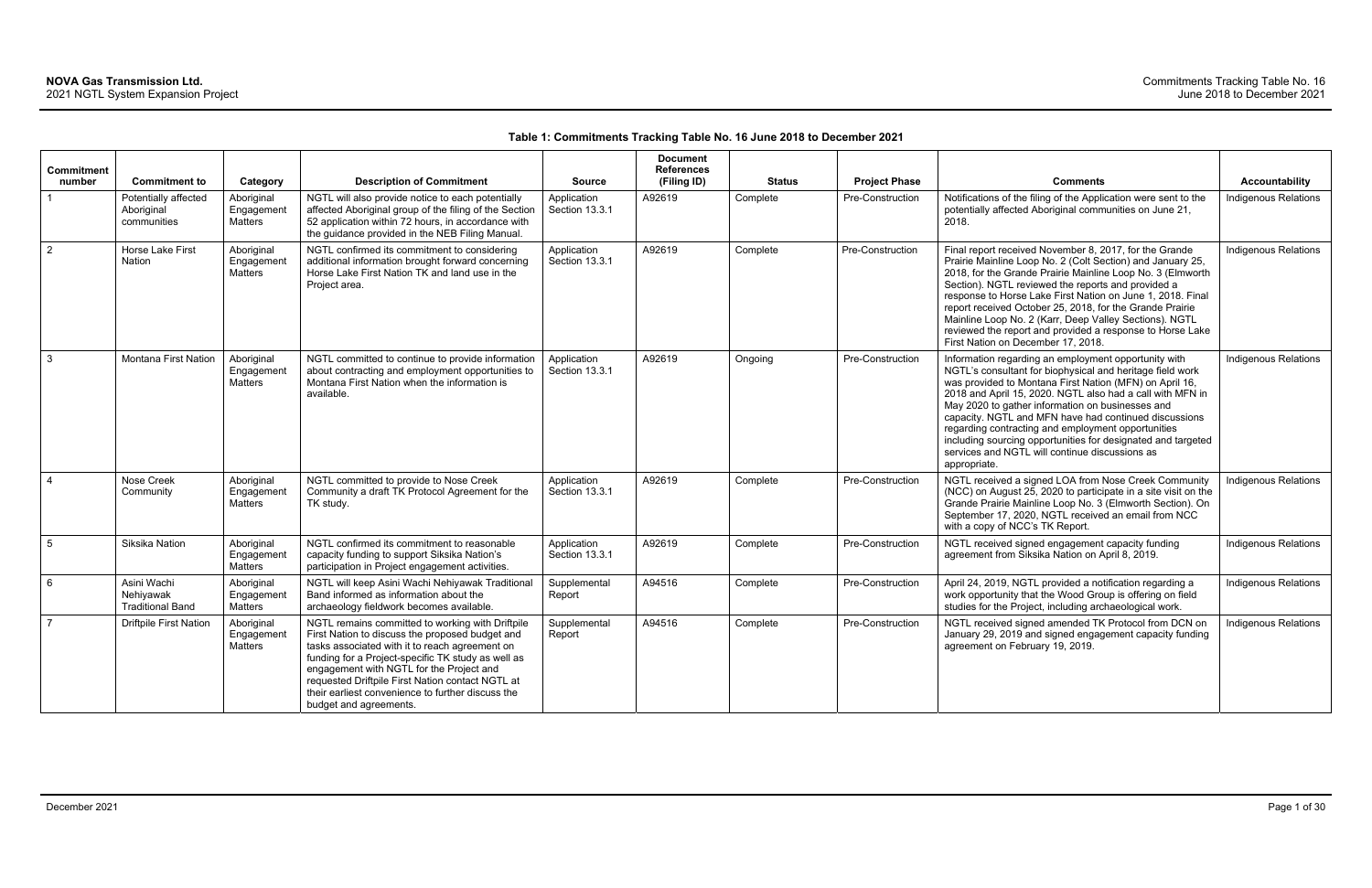**Table 1: Commitments Tracking Table No. 16 June 2018 to December 2021**

| Commitment number | Commitment to | Category | Description of Commitment | Source | Document References (Filing ID) | Status | Project Phase | Comments | Accountability |
|---|---|---|---|---|---|---|---|---|---|
| 1 | Potentially affected Aboriginal communities | Aboriginal Engagement Matters | NGTL will also provide notice to each potentially affected Aboriginal group of the filing of the Section 52 application within 72 hours, in accordance with the guidance provided in the NEB Filing Manual. | Application Section 13.3.1 | A92619 | Complete | Pre-Construction | Notifications of the filing of the Application were sent to the potentially affected Aboriginal communities on June 21, 2018. | Indigenous Relations |
| 2 | Horse Lake First Nation | Aboriginal Engagement Matters | NGTL confirmed its commitment to considering additional information brought forward concerning Horse Lake First Nation TK and land use in the Project area. | Application Section 13.3.1 | A92619 | Complete | Pre-Construction | Final report received November 8, 2017, for the Grande Prairie Mainline Loop No. 2 (Colt Section) and January 25, 2018, for the Grande Prairie Mainline Loop No. 3 (Elmworth Section). NGTL reviewed the reports and provided a response to Horse Lake First Nation on June 1, 2018. Final report received October 25, 2018, for the Grande Prairie Mainline Loop No. 2 (Karr, Deep Valley Sections). NGTL reviewed the report and provided a response to Horse Lake First Nation on December 17, 2018. | Indigenous Relations |
| 3 | Montana First Nation | Aboriginal Engagement Matters | NGTL committed to continue to provide information about contracting and employment opportunities to Montana First Nation when the information is available. | Application Section 13.3.1 | A92619 | Ongoing | Pre-Construction | Information regarding an employment opportunity with NGTL's consultant for biophysical and heritage field work was provided to Montana First Nation (MFN) on April 16, 2018 and April 15, 2020. NGTL also had a call with MFN in May 2020 to gather information on businesses and capacity. NGTL and MFN have had continued discussions regarding contracting and employment opportunities including sourcing opportunities for designated and targeted services and NGTL will continue discussions as appropriate. | Indigenous Relations |
| 4 | Nose Creek Community | Aboriginal Engagement Matters | NGTL committed to provide to Nose Creek Community a draft TK Protocol Agreement for the TK study. | Application Section 13.3.1 | A92619 | Complete | Pre-Construction | NGTL received a signed LOA from Nose Creek Community (NCC) on August 25, 2020 to participate in a site visit on the Grande Prairie Mainline Loop No. 3 (Elmworth Section). On September 17, 2020, NGTL received an email from NCC with a copy of NCC's TK Report. | Indigenous Relations |
| 5 | Siksika Nation | Aboriginal Engagement Matters | NGTL confirmed its commitment to reasonable capacity funding to support Siksika Nation's participation in Project engagement activities. | Application Section 13.3.1 | A92619 | Complete | Pre-Construction | NGTL received signed engagement capacity funding agreement from Siksika Nation on April 8, 2019. | Indigenous Relations |
| 6 | Asini Wachi Nehiyawak Traditional Band | Aboriginal Engagement Matters | NGTL will keep Asini Wachi Nehiyawak Traditional Band informed as information about the archaeology fieldwork becomes available. | Supplemental Report | A94516 | Complete | Pre-Construction | April 24, 2019, NGTL provided a notification regarding a work opportunity that the Wood Group is offering on field studies for the Project, including archaeological work. | Indigenous Relations |
| 7 | Driftpile First Nation | Aboriginal Engagement Matters | NGTL remains committed to working with Driftpile First Nation to discuss the proposed budget and tasks associated with it to reach agreement on funding for a Project-specific TK study as well as engagement with NGTL for the Project and requested Driftpile First Nation contact NGTL at their earliest convenience to further discuss the budget and agreements. | Supplemental Report | A94516 | Complete | Pre-Construction | NGTL received signed amended TK Protocol from DCN on January 29, 2019 and signed engagement capacity funding agreement on February 19, 2019. | Indigenous Relations |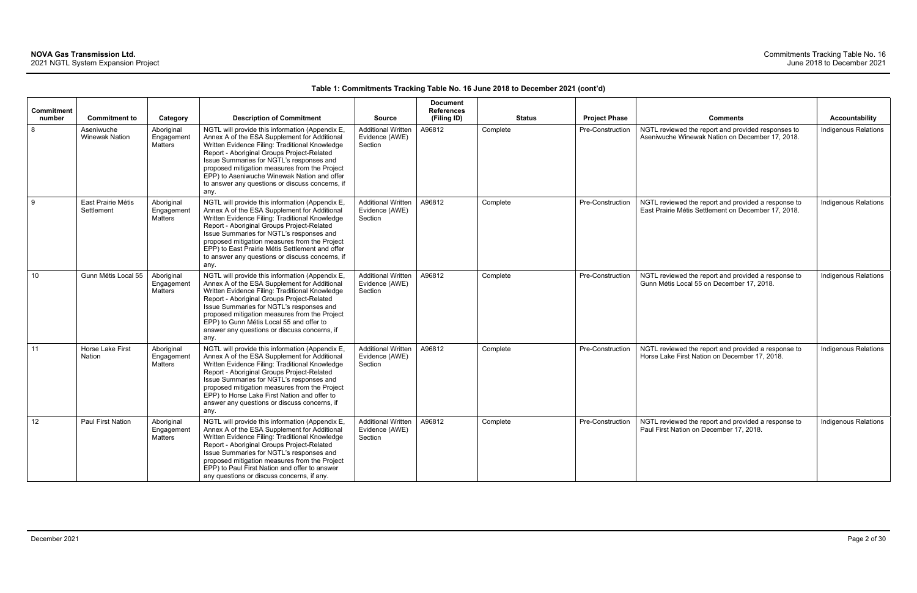**Table 1: Commitments Tracking Table No. 16 June 2018 to December 2021 (cont'd)**

| Commitment number | Commitment to | Category | Description of Commitment | Source | Document References (Filing ID) | Status | Project Phase | Comments | Accountability |
|---|---|---|---|---|---|---|---|---|---|
| 8 | Aseniwuche Winewak Nation | Aboriginal Engagement Matters | NGTL will provide this information (Appendix E, Annex A of the ESA Supplement for Additional Written Evidence Filing: Traditional Knowledge Report - Aboriginal Groups Project-Related Issue Summaries for NGTL's responses and proposed mitigation measures from the Project EPP) to Aseniwuche Winewak Nation and offer to answer any questions or discuss concerns, if any. | Additional Written Evidence (AWE) Section | A96812 | Complete | Pre-Construction | NGTL reviewed the report and provided responses to Aseniwuche Winewak Nation on December 17, 2018. | Indigenous Relations |
| 9 | East Prairie Métis Settlement | Aboriginal Engagement Matters | NGTL will provide this information (Appendix E, Annex A of the ESA Supplement for Additional Written Evidence Filing: Traditional Knowledge Report - Aboriginal Groups Project-Related Issue Summaries for NGTL's responses and proposed mitigation measures from the Project EPP) to East Prairie Métis Settlement and offer to answer any questions or discuss concerns, if any. | Additional Written Evidence (AWE) Section | A96812 | Complete | Pre-Construction | NGTL reviewed the report and provided a response to East Prairie Métis Settlement on December 17, 2018. | Indigenous Relations |
| 10 | Gunn Métis Local 55 | Aboriginal Engagement Matters | NGTL will provide this information (Appendix E, Annex A of the ESA Supplement for Additional Written Evidence Filing: Traditional Knowledge Report - Aboriginal Groups Project-Related Issue Summaries for NGTL's responses and proposed mitigation measures from the Project EPP) to Gunn Métis Local 55 and offer to answer any questions or discuss concerns, if any. | Additional Written Evidence (AWE) Section | A96812 | Complete | Pre-Construction | NGTL reviewed the report and provided a response to Gunn Métis Local 55 on December 17, 2018. | Indigenous Relations |
| 11 | Horse Lake First Nation | Aboriginal Engagement Matters | NGTL will provide this information (Appendix E, Annex A of the ESA Supplement for Additional Written Evidence Filing: Traditional Knowledge Report - Aboriginal Groups Project-Related Issue Summaries for NGTL's responses and proposed mitigation measures from the Project EPP) to Horse Lake First Nation and offer to answer any questions or discuss concerns, if any. | Additional Written Evidence (AWE) Section | A96812 | Complete | Pre-Construction | NGTL reviewed the report and provided a response to Horse Lake First Nation on December 17, 2018. | Indigenous Relations |
| 12 | Paul First Nation | Aboriginal Engagement Matters | NGTL will provide this information (Appendix E, Annex A of the ESA Supplement for Additional Written Evidence Filing: Traditional Knowledge Report - Aboriginal Groups Project-Related Issue Summaries for NGTL's responses and proposed mitigation measures from the Project EPP) to Paul First Nation and offer to answer any questions or discuss concerns, if any. | Additional Written Evidence (AWE) Section | A96812 | Complete | Pre-Construction | NGTL reviewed the report and provided a response to Paul First Nation on December 17, 2018. | Indigenous Relations |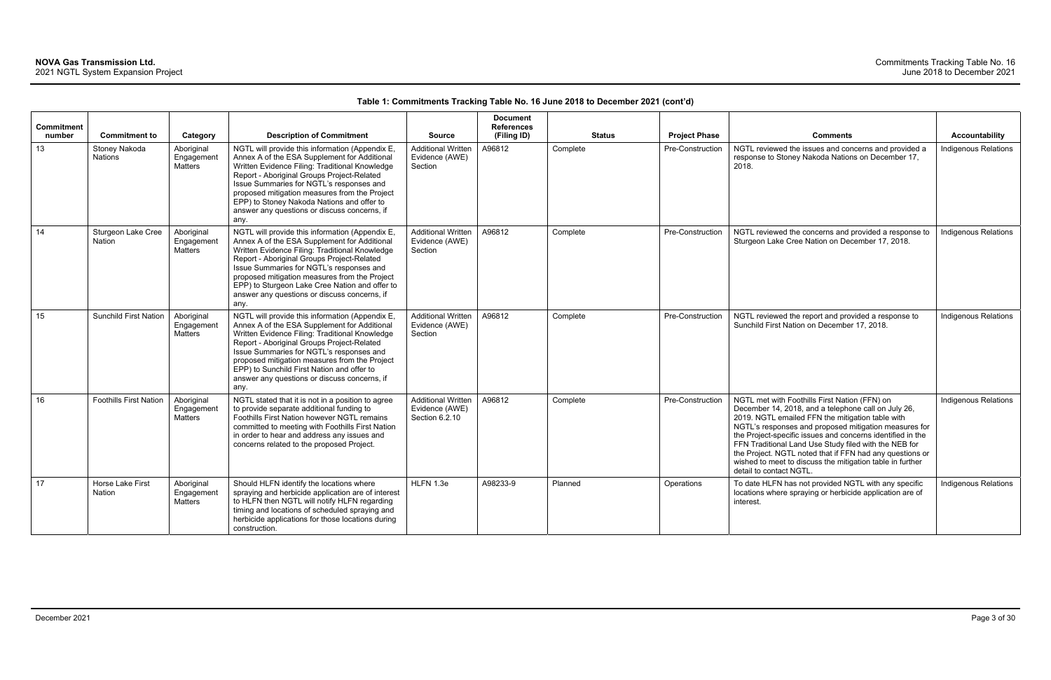**Table 1: Commitments Tracking Table No. 16 June 2018 to December 2021 (cont'd)**

| Commitment number | Commitment to | Category | Description of Commitment | Source | Document References (Filing ID) | Status | Project Phase | Comments | Accountability |
|---|---|---|---|---|---|---|---|---|---|
| 13 | Stoney Nakoda Nations | Aboriginal Engagement Matters | NGTL will provide this information (Appendix E, Annex A of the ESA Supplement for Additional Written Evidence Filing: Traditional Knowledge Report - Aboriginal Groups Project-Related Issue Summaries for NGTL's responses and proposed mitigation measures from the Project EPP) to Stoney Nakoda Nations and offer to answer any questions or discuss concerns, if any. | Additional Written Evidence (AWE) Section | A96812 | Complete | Pre-Construction | NGTL reviewed the issues and concerns and provided a response to Stoney Nakoda Nations on December 17, 2018. | Indigenous Relations |
| 14 | Sturgeon Lake Cree Nation | Aboriginal Engagement Matters | NGTL will provide this information (Appendix E, Annex A of the ESA Supplement for Additional Written Evidence Filing: Traditional Knowledge Report - Aboriginal Groups Project-Related Issue Summaries for NGTL's responses and proposed mitigation measures from the Project EPP) to Sturgeon Lake Cree Nation and offer to answer any questions or discuss concerns, if any. | Additional Written Evidence (AWE) Section | A96812 | Complete | Pre-Construction | NGTL reviewed the concerns and provided a response to Sturgeon Lake Cree Nation on December 17, 2018. | Indigenous Relations |
| 15 | Sunchild First Nation | Aboriginal Engagement Matters | NGTL will provide this information (Appendix E, Annex A of the ESA Supplement for Additional Written Evidence Filing: Traditional Knowledge Report - Aboriginal Groups Project-Related Issue Summaries for NGTL's responses and proposed mitigation measures from the Project EPP) to Sunchild First Nation and offer to answer any questions or discuss concerns, if any. | Additional Written Evidence (AWE) Section | A96812 | Complete | Pre-Construction | NGTL reviewed the report and provided a response to Sunchild First Nation on December 17, 2018. | Indigenous Relations |
| 16 | Foothills First Nation | Aboriginal Engagement Matters | NGTL stated that it is not in a position to agree to provide separate additional funding to Foothills First Nation however NGTL remains committed to meeting with Foothills First Nation in order to hear and address any issues and concerns related to the proposed Project. | Additional Written Evidence (AWE) Section 6.2.10 | A96812 | Complete | Pre-Construction | NGTL met with Foothills First Nation (FFN) on December 14, 2018, and a telephone call on July 26, 2019. NGTL emailed FFN the mitigation table with NGTL's responses and proposed mitigation measures for the Project-specific issues and concerns identified in the FFN Traditional Land Use Study filed with the NEB for the Project. NGTL noted that if FFN had any questions or wished to meet to discuss the mitigation table in further detail to contact NGTL. | Indigenous Relations |
| 17 | Horse Lake First Nation | Aboriginal Engagement Matters | Should HLFN identify the locations where spraying and herbicide application are of interest to HLFN then NGTL will notify HLFN regarding timing and locations of scheduled spraying and herbicide applications for those locations during construction. | HLFN 1.3e | A98233-9 | Planned | Operations | To date HLFN has not provided NGTL with any specific locations where spraying or herbicide application are of interest. | Indigenous Relations |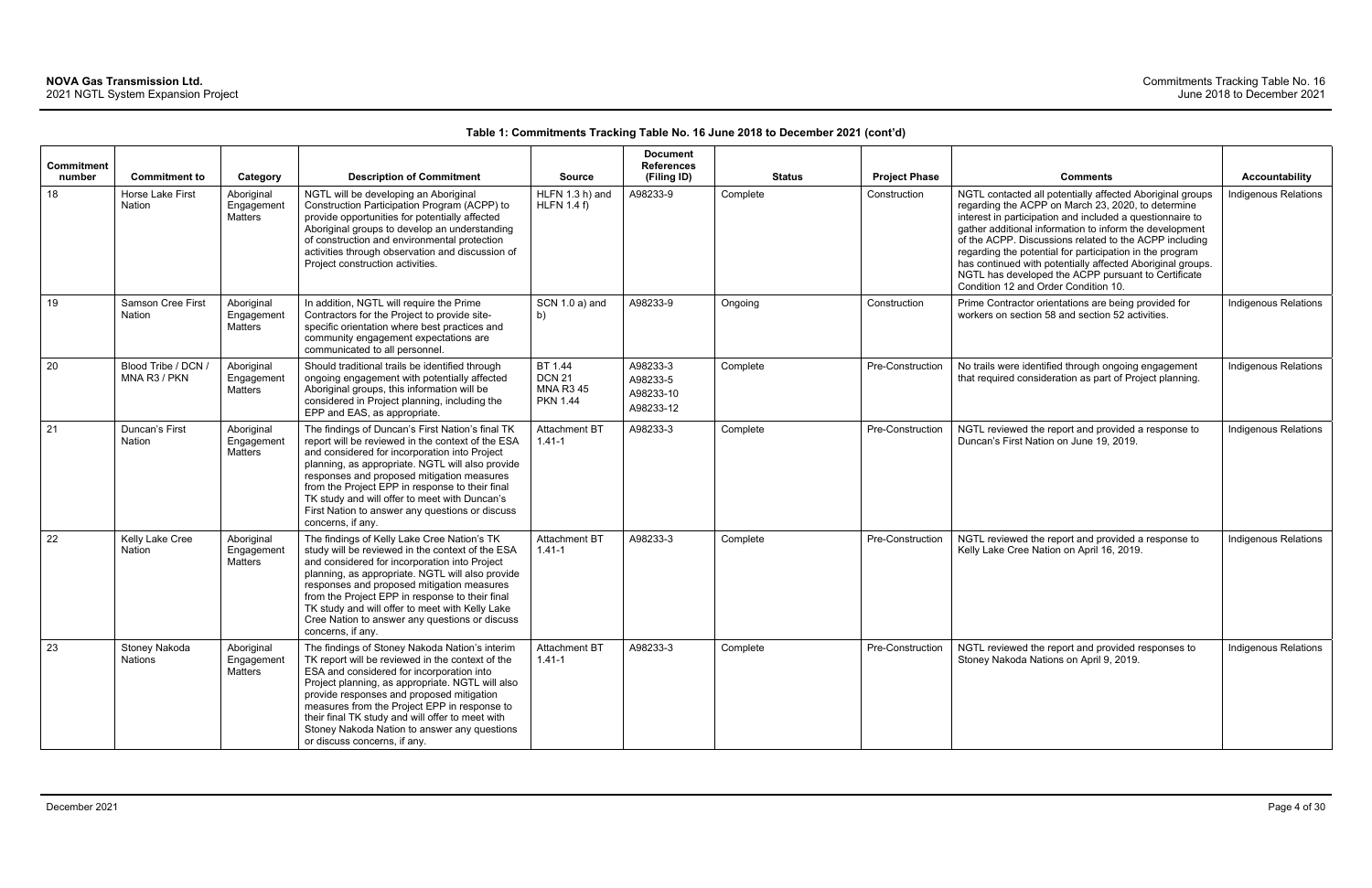**Table 1: Commitments Tracking Table No. 16 June 2018 to December 2021 (cont'd)**

| Commitment number | Commitment to | Category | Description of Commitment | Source | Document References (Filing ID) | Status | Project Phase | Comments | Accountability |
|---|---|---|---|---|---|---|---|---|---|
| 18 | Horse Lake First Nation | Aboriginal Engagement Matters | NGTL will be developing an Aboriginal Construction Participation Program (ACPP) to provide opportunities for potentially affected Aboriginal groups to develop an understanding of construction and environmental protection activities through observation and discussion of Project construction activities. | HLFN 1.3 h) and HLFN 1.4 f) | A98233-9 | Complete | Construction | NGTL contacted all potentially affected Aboriginal groups regarding the ACPP on March 23, 2020, to determine interest in participation and included a questionnaire to gather additional information to inform the development of the ACPP. Discussions related to the ACPP including regarding the potential for participation in the program has continued with potentially affected Aboriginal groups. NGTL has developed the ACPP pursuant to Certificate Condition 12 and Order Condition 10. | Indigenous Relations |
| 19 | Samson Cree First Nation | Aboriginal Engagement Matters | In addition, NGTL will require the Prime Contractors for the Project to provide site-specific orientation where best practices and community engagement expectations are communicated to all personnel. | SCN 1.0 a) and b) | A98233-9 | Ongoing | Construction | Prime Contractor orientations are being provided for workers on section 58 and section 52 activities. | Indigenous Relations |
| 20 | Blood Tribe / DCN / MNA R3 / PKN | Aboriginal Engagement Matters | Should traditional trails be identified through ongoing engagement with potentially affected Aboriginal groups, this information will be considered in Project planning, including the EPP and EAS, as appropriate. | BT 1.44<br>DCN 21<br>MNA R3 45<br>PKN 1.44 | A98233-3<br>A98233-5<br>A98233-10<br>A98233-12 | Complete | Pre-Construction | No trails were identified through ongoing engagement that required consideration as part of Project planning. | Indigenous Relations |
| 21 | Duncan's First Nation | Aboriginal Engagement Matters | The findings of Duncan's First Nation's final TK report will be reviewed in the context of the ESA and considered for incorporation into Project planning, as appropriate. NGTL will also provide responses and proposed mitigation measures from the Project EPP in response to their final TK study and will offer to meet with Duncan's First Nation to answer any questions or discuss concerns, if any. | Attachment BT 1.41-1 | A98233-3 | Complete | Pre-Construction | NGTL reviewed the report and provided a response to Duncan's First Nation on June 19, 2019. | Indigenous Relations |
| 22 | Kelly Lake Cree Nation | Aboriginal Engagement Matters | The findings of Kelly Lake Cree Nation's TK study will be reviewed in the context of the ESA and considered for incorporation into Project planning, as appropriate. NGTL will also provide responses and proposed mitigation measures from the Project EPP in response to their final TK study and will offer to meet with Kelly Lake Cree Nation to answer any questions or discuss concerns, if any. | Attachment BT 1.41-1 | A98233-3 | Complete | Pre-Construction | NGTL reviewed the report and provided a response to Kelly Lake Cree Nation on April 16, 2019. | Indigenous Relations |
| 23 | Stoney Nakoda Nations | Aboriginal Engagement Matters | The findings of Stoney Nakoda Nation's interim TK report will be reviewed in the context of the ESA and considered for incorporation into Project planning, as appropriate. NGTL will also provide responses and proposed mitigation measures from the Project EPP in response to their final TK study and will offer to meet with Stoney Nakoda Nation to answer any questions or discuss concerns, if any. | Attachment BT 1.41-1 | A98233-3 | Complete | Pre-Construction | NGTL reviewed the report and provided responses to Stoney Nakoda Nations on April 9, 2019. | Indigenous Relations |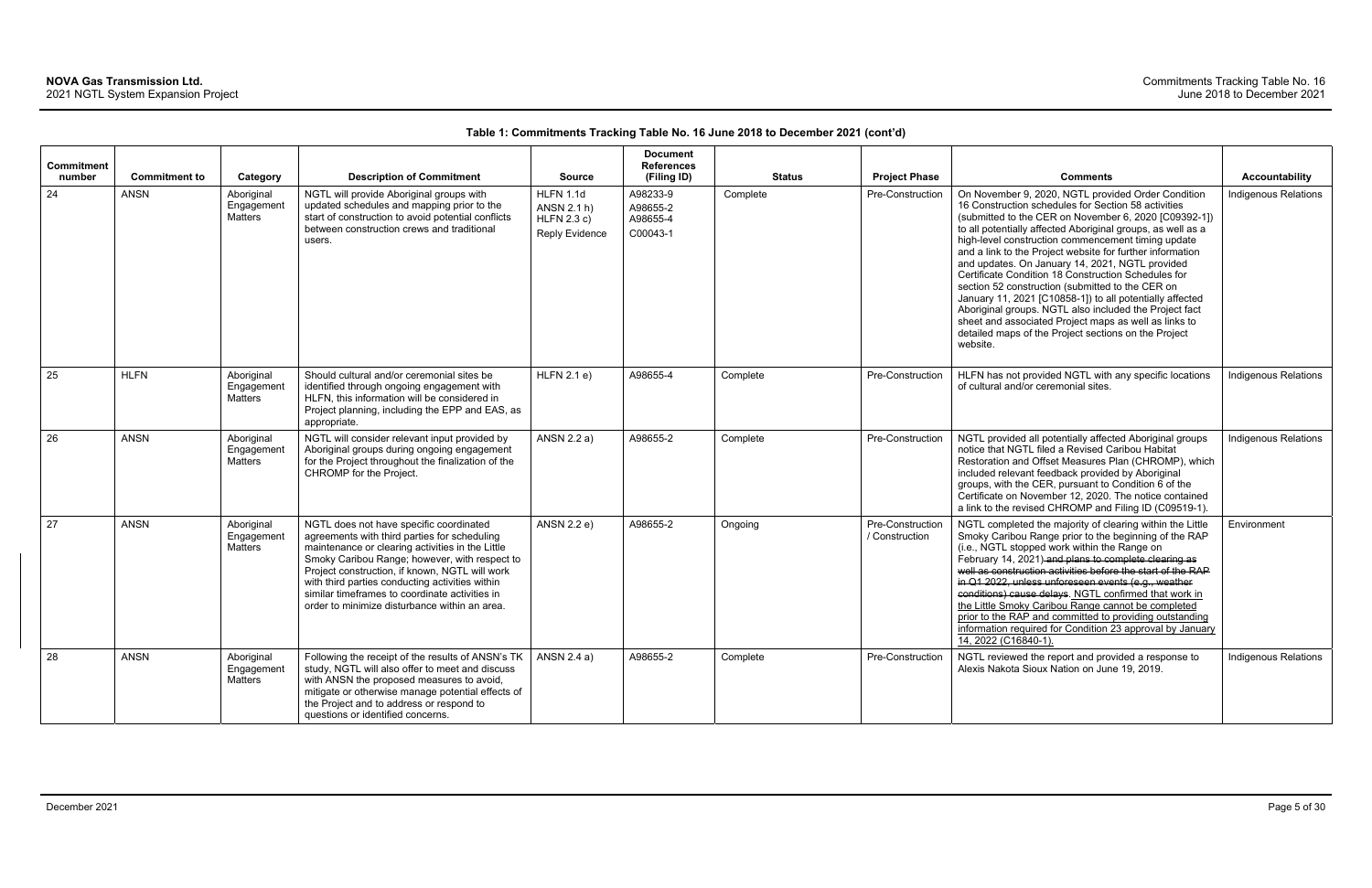**Table 1: Commitments Tracking Table No. 16 June 2018 to December 2021 (cont'd)**

| Commitment number | Commitment to | Category | Description of Commitment | Source | Document References (Filing ID) | Status | Project Phase | Comments | Accountability |
|---|---|---|---|---|---|---|---|---|---|
| 24 | ANSN | Aboriginal Engagement Matters | NGTL will provide Aboriginal groups with updated schedules and mapping prior to the start of construction to avoid potential conflicts between construction crews and traditional users. | HLFN 1.1d ANSN 2.1 h) HLFN 2.3 c) Reply Evidence | A98233-9 A98655-2 A98655-4 C00043-1 | Complete | Pre-Construction | On November 9, 2020, NGTL provided Order Condition 16 Construction schedules for Section 58 activities (submitted to the CER on November 6, 2020 [C09392-1]) to all potentially affected Aboriginal groups, as well as a high-level construction commencement timing update and a link to the Project website for further information and updates. On January 14, 2021, NGTL provided Certificate Condition 18 Construction Schedules for section 52 construction (submitted to the CER on January 11, 2021 [C10858-1]) to all potentially affected Aboriginal groups. NGTL also included the Project fact sheet and associated Project maps as well as links to detailed maps of the Project sections on the Project website. | Indigenous Relations |
| 25 | HLFN | Aboriginal Engagement Matters | Should cultural and/or ceremonial sites be identified through ongoing engagement with HLFN, this information will be considered in Project planning, including the EPP and EAS, as appropriate. | HLFN 2.1 e) | A98655-4 | Complete | Pre-Construction | HLFN has not provided NGTL with any specific locations of cultural and/or ceremonial sites. | Indigenous Relations |
| 26 | ANSN | Aboriginal Engagement Matters | NGTL will consider relevant input provided by Aboriginal groups during ongoing engagement for the Project throughout the finalization of the CHROMP for the Project. | ANSN 2.2 a) | A98655-2 | Complete | Pre-Construction | NGTL provided all potentially affected Aboriginal groups notice that NGTL filed a Revised Caribou Habitat Restoration and Offset Measures Plan (CHROMP), which included relevant feedback provided by Aboriginal groups, with the CER, pursuant to Condition 6 of the Certificate on November 12, 2020. The notice contained a link to the revised CHROMP and Filing ID (C09519-1). | Indigenous Relations |
| 27 | ANSN | Aboriginal Engagement Matters | NGTL does not have specific coordinated agreements with third parties for scheduling maintenance or clearing activities in the Little Smoky Caribou Range; however, with respect to Project construction, if known, NGTL will work with third parties conducting activities within similar timeframes to coordinate activities in order to minimize disturbance within an area. | ANSN 2.2 e) | A98655-2 | Ongoing | Pre-Construction / Construction | NGTL completed the majority of clearing within the Little Smoky Caribou Range prior to the beginning of the RAP (i.e., NGTL stopped work within the Range on February 14, 2021)~~ and plans to complete clearing as well as construction activities before the start of the RAP in Q1 2022, unless unforeseen events (e.g., weather conditions) cause delays~~. NGTL confirmed that work in the Little Smoky Caribou Range cannot be completed prior to the RAP and committed to providing outstanding information required for Condition 23 approval by January 14, 2022 (C16840-1). | Environment |
| 28 | ANSN | Aboriginal Engagement Matters | Following the receipt of the results of ANSN's TK study, NGTL will also offer to meet and discuss with ANSN the proposed measures to avoid, mitigate or otherwise manage potential effects of the Project and to address or respond to questions or identified concerns. | ANSN 2.4 a) | A98655-2 | Complete | Pre-Construction | NGTL reviewed the report and provided a response to Alexis Nakota Sioux Nation on June 19, 2019. | Indigenous Relations |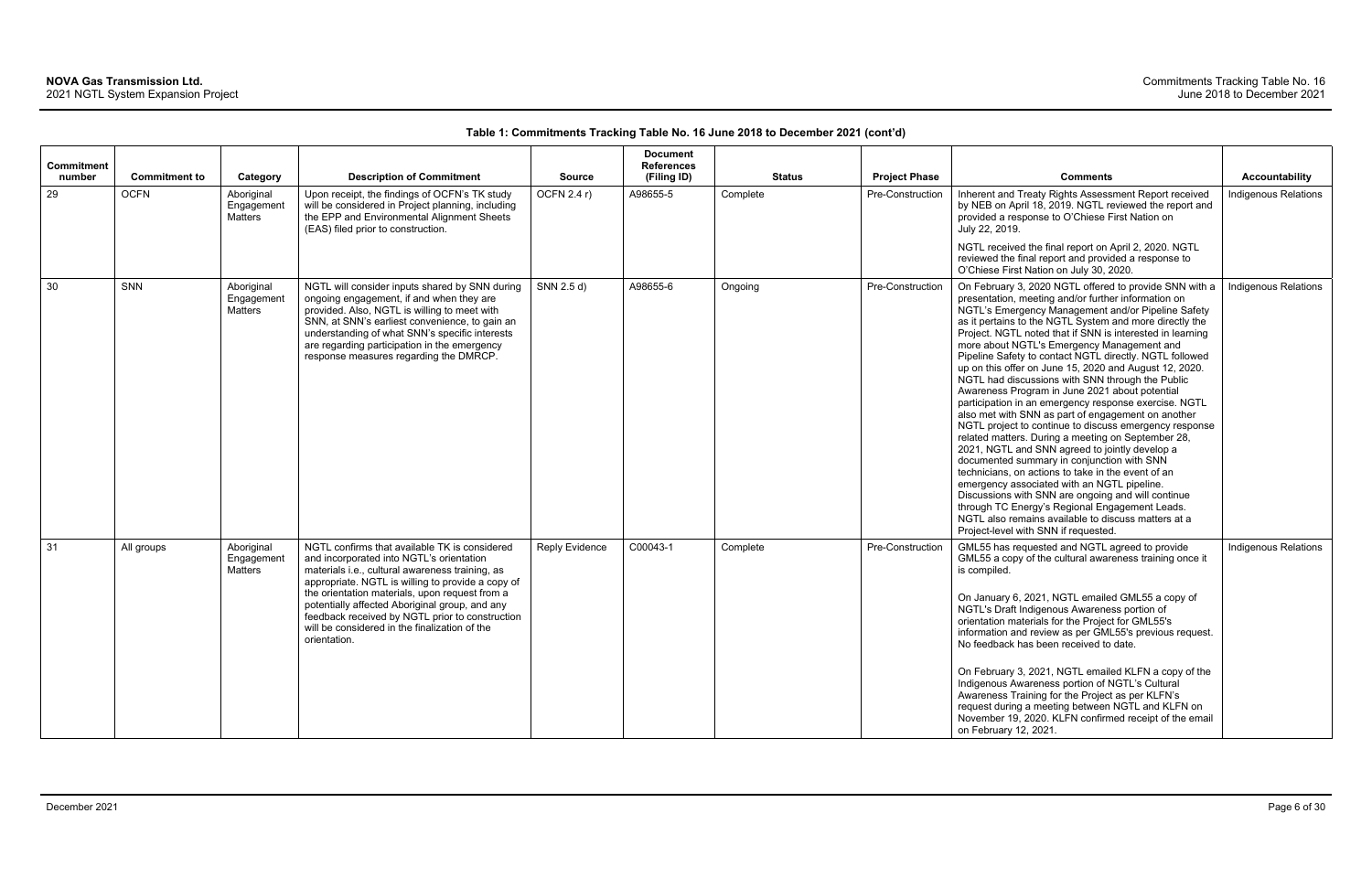**Table 1: Commitments Tracking Table No. 16 June 2018 to December 2021 (cont'd)**

| Commitment number | Commitment to | Category | Description of Commitment | Source | Document References (Filing ID) | Status | Project Phase | Comments | Accountability |
|---|---|---|---|---|---|---|---|---|---|
| 29 | OCFN | Aboriginal Engagement Matters | Upon receipt, the findings of OCFN's TK study will be considered in Project planning, including the EPP and Environmental Alignment Sheets (EAS) filed prior to construction. | OCFN 2.4 r) | A98655-5 | Complete | Pre-Construction | Inherent and Treaty Rights Assessment Report received by NEB on April 18, 2019. NGTL reviewed the report and provided a response to O'Chiese First Nation on July 22, 2019.<br><br>NGTL received the final report on April 2, 2020. NGTL reviewed the final report and provided a response to O'Chiese First Nation on July 30, 2020. | Indigenous Relations |
| 30 | SNN | Aboriginal Engagement Matters | NGTL will consider inputs shared by SNN during ongoing engagement, if and when they are provided. Also, NGTL is willing to meet with SNN, at SNN's earliest convenience, to gain an understanding of what SNN's specific interests are regarding participation in the emergency response measures regarding the DMRCP. | SNN 2.5 d) | A98655-6 | Ongoing | Pre-Construction | On February 3, 2020 NGTL offered to provide SNN with a presentation, meeting and/or further information on NGTL's Emergency Management and/or Pipeline Safety as it pertains to the NGTL System and more directly the Project. NGTL noted that if SNN is interested in learning more about NGTL's Emergency Management and Pipeline Safety to contact NGTL directly. NGTL followed up on this offer on June 15, 2020 and August 12, 2020. NGTL had discussions with SNN through the Public Awareness Program in June 2021 about potential participation in an emergency response exercise. NGTL also met with SNN as part of engagement on another NGTL project to continue to discuss emergency response related matters. During a meeting on September 28, 2021, NGTL and SNN agreed to jointly develop a documented summary in conjunction with SNN technicians, on actions to take in the event of an emergency associated with an NGTL pipeline. Discussions with SNN are ongoing and will continue through TC Energy's Regional Engagement Leads. NGTL also remains available to discuss matters at a Project-level with SNN if requested. | Indigenous Relations |
| 31 | All groups | Aboriginal Engagement Matters | NGTL confirms that available TK is considered and incorporated into NGTL's orientation materials i.e., cultural awareness training, as appropriate. NGTL is willing to provide a copy of the orientation materials, upon request from a potentially affected Aboriginal group, and any feedback received by NGTL prior to construction will be considered in the finalization of the orientation. | Reply Evidence | C00043-1 | Complete | Pre-Construction | GML55 has requested and NGTL agreed to provide GML55 a copy of the cultural awareness training once it is compiled.<br><br>On January 6, 2021, NGTL emailed GML55 a copy of NGTL's Draft Indigenous Awareness portion of orientation materials for the Project for GML55's information and review as per GML55's previous request. No feedback has been received to date.<br><br>On February 3, 2021, NGTL emailed KLFN a copy of the Indigenous Awareness portion of NGTL's Cultural Awareness Training for the Project as per KLFN's request during a meeting between NGTL and KLFN on November 19, 2020. KLFN confirmed receipt of the email on February 12, 2021. | Indigenous Relations |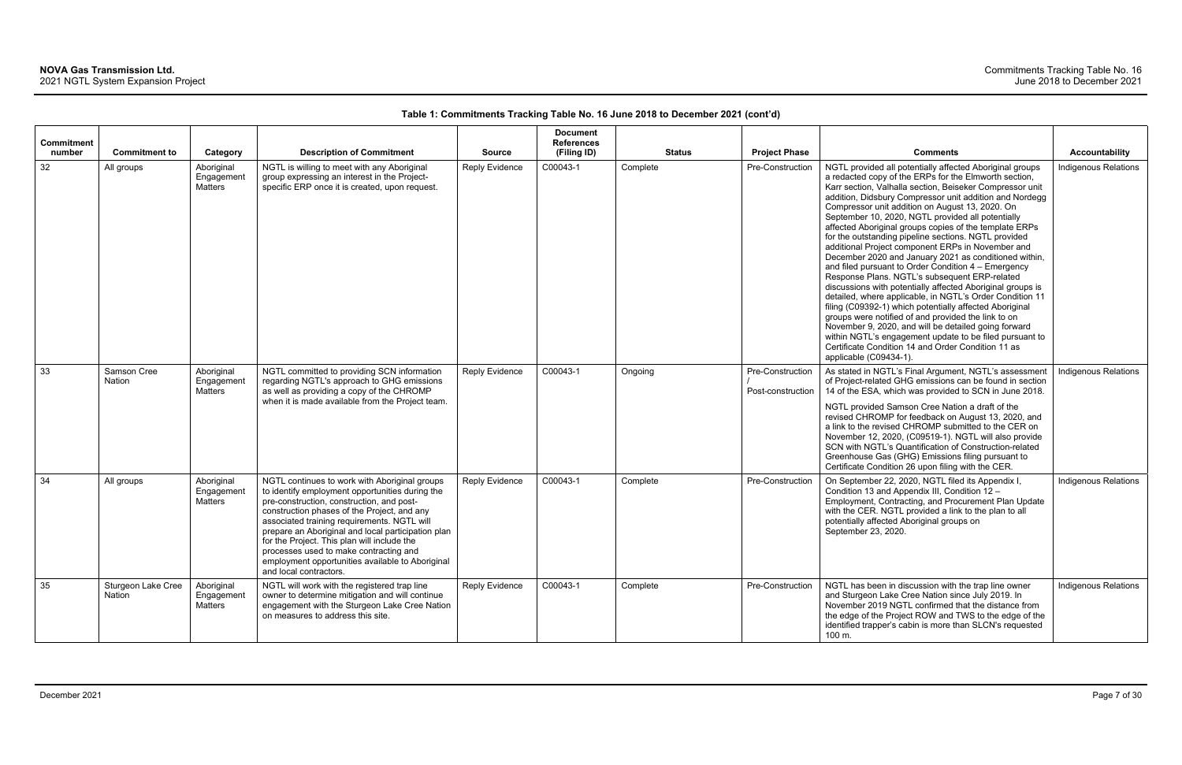**Table 1: Commitments Tracking Table No. 16 June 2018 to December 2021 (cont'd)**

| Commitment number | Commitment to | Category | Description of Commitment | Source | Document References (Filing ID) | Status | Project Phase | Comments | Accountability |
|---|---|---|---|---|---|---|---|---|---|
| 32 | All groups | Aboriginal Engagement Matters | NGTL is willing to meet with any Aboriginal group expressing an interest in the Project-specific ERP once it is created, upon request. | Reply Evidence | C00043-1 | Complete | Pre-Construction | NGTL provided all potentially affected Aboriginal groups a redacted copy of the ERPs for the Elmworth section, Karr section, Valhalla section, Beiseker Compressor unit addition, Didsbury Compressor unit addition and Nordegg Compressor unit addition on August 13, 2020. On September 10, 2020, NGTL provided all potentially affected Aboriginal groups copies of the template ERPs for the outstanding pipeline sections. NGTL provided additional Project component ERPs in November and December 2020 and January 2021 as conditioned within, and filed pursuant to Order Condition 4 – Emergency Response Plans. NGTL's subsequent ERP-related discussions with potentially affected Aboriginal groups is detailed, where applicable, in NGTL's Order Condition 11 filing (C09392-1) which potentially affected Aboriginal groups were notified of and provided the link to on November 9, 2020, and will be detailed going forward within NGTL's engagement update to be filed pursuant to Certificate Condition 14 and Order Condition 11 as applicable (C09434-1). | Indigenous Relations |
| 33 | Samson Cree Nation | Aboriginal Engagement Matters | NGTL committed to providing SCN information regarding NGTL's approach to GHG emissions as well as providing a copy of the CHROMP when it is made available from the Project team. | Reply Evidence | C00043-1 | Ongoing | Pre-Construction / Post-construction | As stated in NGTL's Final Argument, NGTL's assessment of Project-related GHG emissions can be found in section 14 of the ESA, which was provided to SCN in June 2018.<br><br>NGTL provided Samson Cree Nation a draft of the revised CHROMP for feedback on August 13, 2020, and a link to the revised CHROMP submitted to the CER on November 12, 2020, (C09519-1). NGTL will also provide SCN with NGTL's Quantification of Construction-related Greenhouse Gas (GHG) Emissions filing pursuant to Certificate Condition 26 upon filing with the CER. | Indigenous Relations |
| 34 | All groups | Aboriginal Engagement Matters | NGTL continues to work with Aboriginal groups to identify employment opportunities during the pre-construction, construction, and post-construction phases of the Project, and any associated training requirements. NGTL will prepare an Aboriginal and local participation plan for the Project. This plan will include the processes used to make contracting and employment opportunities available to Aboriginal and local contractors. | Reply Evidence | C00043-1 | Complete | Pre-Construction | On September 22, 2020, NGTL filed its Appendix I, Condition 13 and Appendix III, Condition 12 – Employment, Contracting, and Procurement Plan Update with the CER. NGTL provided a link to the plan to all potentially affected Aboriginal groups on September 23, 2020. | Indigenous Relations |
| 35 | Sturgeon Lake Cree Nation | Aboriginal Engagement Matters | NGTL will work with the registered trap line owner to determine mitigation and will continue engagement with the Sturgeon Lake Cree Nation on measures to address this site. | Reply Evidence | C00043-1 | Complete | Pre-Construction | NGTL has been in discussion with the trap line owner and Sturgeon Lake Cree Nation since July 2019. In November 2019 NGTL confirmed that the distance from the edge of the Project ROW and TWS to the edge of the identified trapper's cabin is more than SLCN's requested 100 m. | Indigenous Relations |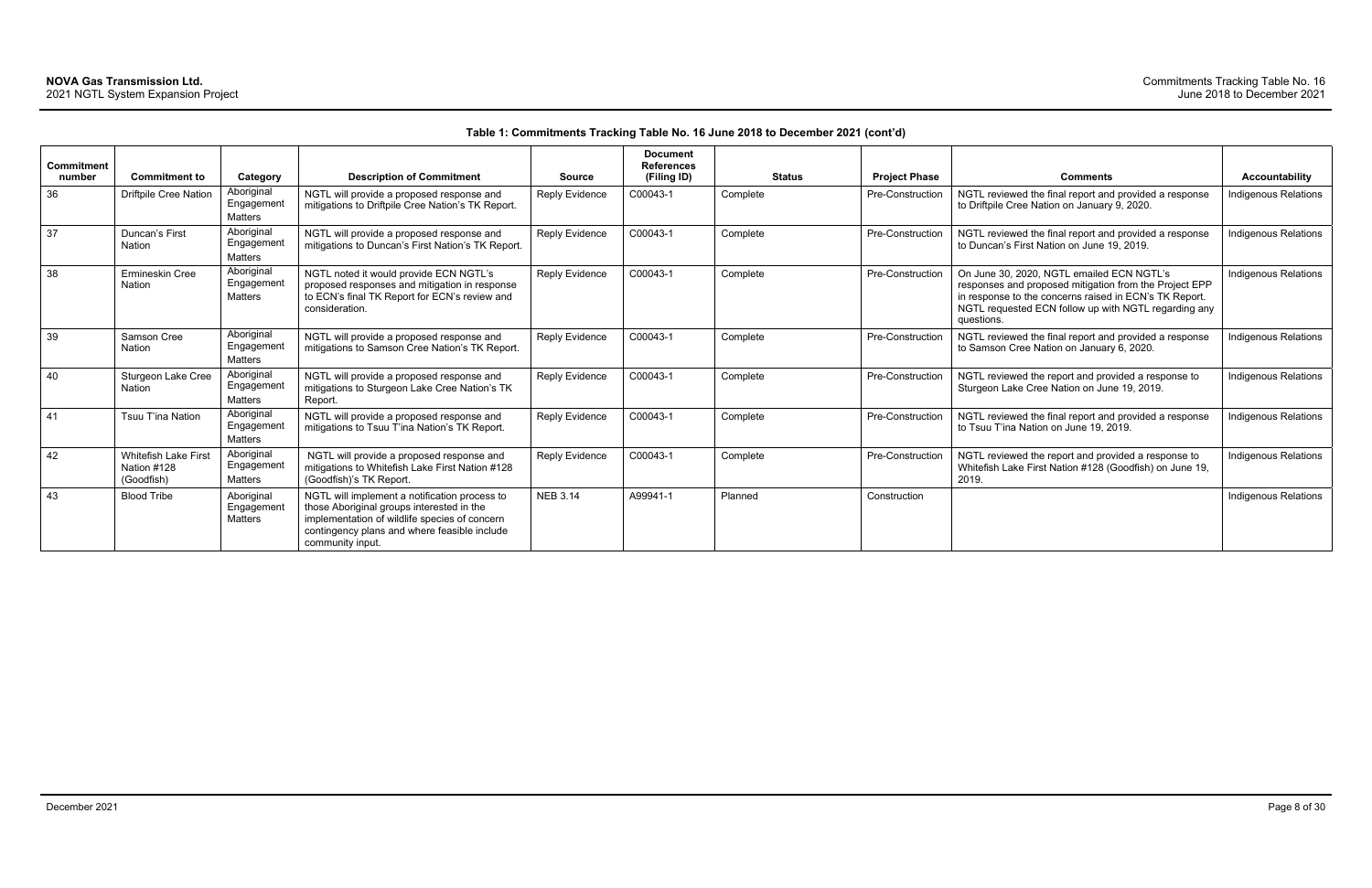**Table 1: Commitments Tracking Table No. 16 June 2018 to December 2021 (cont'd)**

| Commitment number | Commitment to | Category | Description of Commitment | Source | Document References (Filing ID) | Status | Project Phase | Comments | Accountability |
|---|---|---|---|---|---|---|---|---|---|
| 36 | Driftpile Cree Nation | Aboriginal Engagement Matters | NGTL will provide a proposed response and mitigations to Driftpile Cree Nation's TK Report. | Reply Evidence | C00043-1 | Complete | Pre-Construction | NGTL reviewed the final report and provided a response to Driftpile Cree Nation on January 9, 2020. | Indigenous Relations |
| 37 | Duncan's First Nation | Aboriginal Engagement Matters | NGTL will provide a proposed response and mitigations to Duncan's First Nation's TK Report. | Reply Evidence | C00043-1 | Complete | Pre-Construction | NGTL reviewed the final report and provided a response to Duncan's First Nation on June 19, 2019. | Indigenous Relations |
| 38 | Ermineskin Cree Nation | Aboriginal Engagement Matters | NGTL noted it would provide ECN NGTL's proposed responses and mitigation in response to ECN's final TK Report for ECN's review and consideration. | Reply Evidence | C00043-1 | Complete | Pre-Construction | On June 30, 2020, NGTL emailed ECN NGTL's responses and proposed mitigation from the Project EPP in response to the concerns raised in ECN's TK Report. NGTL requested ECN follow up with NGTL regarding any questions. | Indigenous Relations |
| 39 | Samson Cree Nation | Aboriginal Engagement Matters | NGTL will provide a proposed response and mitigations to Samson Cree Nation's TK Report. | Reply Evidence | C00043-1 | Complete | Pre-Construction | NGTL reviewed the final report and provided a response to Samson Cree Nation on January 6, 2020. | Indigenous Relations |
| 40 | Sturgeon Lake Cree Nation | Aboriginal Engagement Matters | NGTL will provide a proposed response and mitigations to Sturgeon Lake Cree Nation's TK Report. | Reply Evidence | C00043-1 | Complete | Pre-Construction | NGTL reviewed the report and provided a response to Sturgeon Lake Cree Nation on June 19, 2019. | Indigenous Relations |
| 41 | Tsuu T'ina Nation | Aboriginal Engagement Matters | NGTL will provide a proposed response and mitigations to Tsuu T'ina Nation's TK Report. | Reply Evidence | C00043-1 | Complete | Pre-Construction | NGTL reviewed the final report and provided a response to Tsuu T'ina Nation on June 19, 2019. | Indigenous Relations |
| 42 | Whitefish Lake First Nation #128 (Goodfish) | Aboriginal Engagement Matters | NGTL will provide a proposed response and mitigations to Whitefish Lake First Nation #128 (Goodfish)'s TK Report. | Reply Evidence | C00043-1 | Complete | Pre-Construction | NGTL reviewed the report and provided a response to Whitefish Lake First Nation #128 (Goodfish) on June 19, 2019. | Indigenous Relations |
| 43 | Blood Tribe | Aboriginal Engagement Matters | NGTL will implement a notification process to those Aboriginal groups interested in the implementation of wildlife species of concern contingency plans and where feasible include community input. | NEB 3.14 | A99941-1 | Planned | Construction | | Indigenous Relations |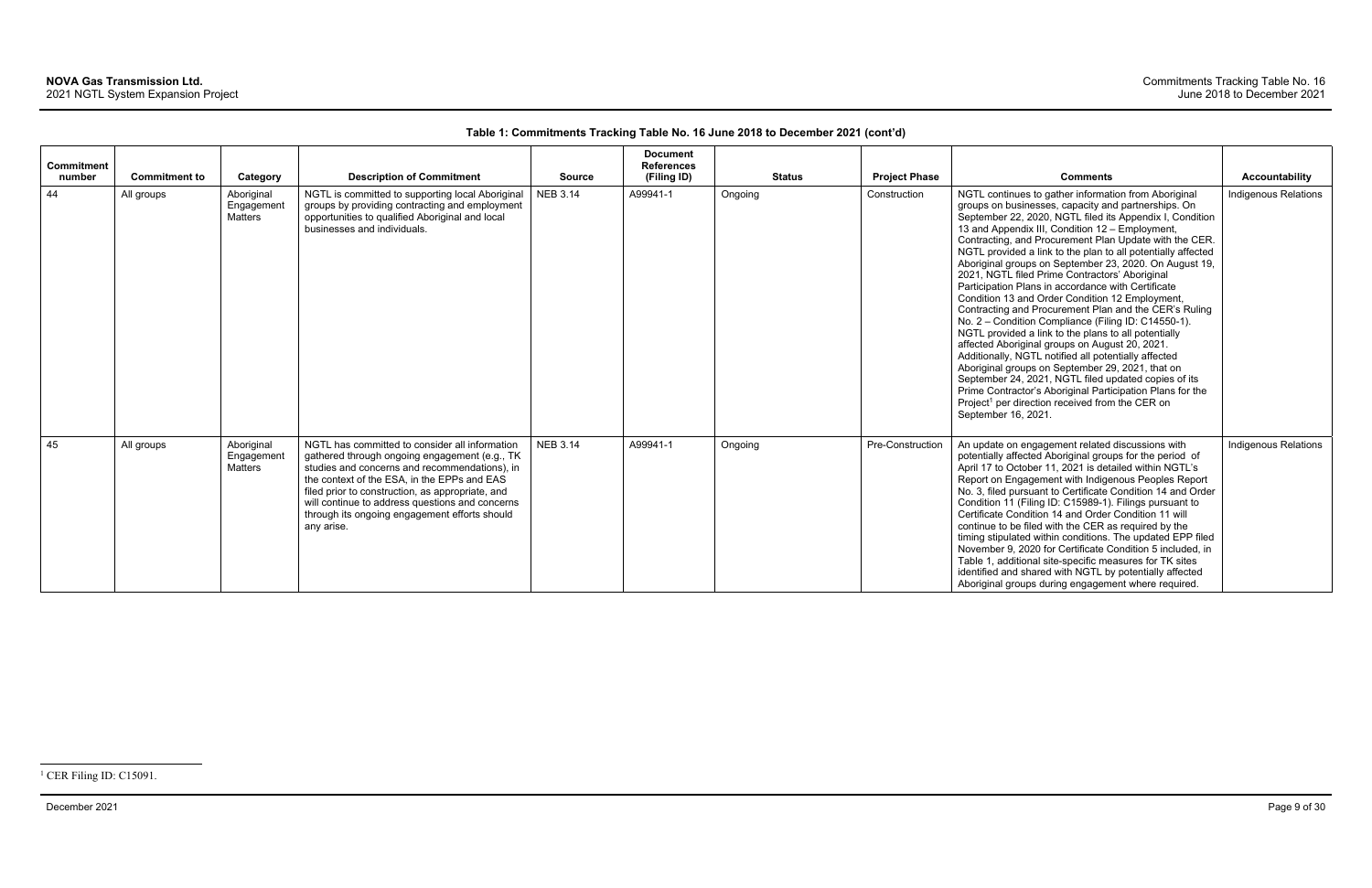**Table 1: Commitments Tracking Table No. 16 June 2018 to December 2021 (cont'd)**

| Commitment number | Commitment to | Category | Description of Commitment | Source | Document References (Filing ID) | Status | Project Phase | Comments | Accountability |
|---|---|---|---|---|---|---|---|---|---|
| 44 | All groups | Aboriginal Engagement Matters | NGTL is committed to supporting local Aboriginal groups by providing contracting and employment opportunities to qualified Aboriginal and local businesses and individuals. | NEB 3.14 | A99941-1 | Ongoing | Construction | NGTL continues to gather information from Aboriginal groups on businesses, capacity and partnerships. On September 22, 2020, NGTL filed its Appendix I, Condition 13 and Appendix III, Condition 12 – Employment, Contracting, and Procurement Plan Update with the CER. NGTL provided a link to the plan to all potentially affected Aboriginal groups on September 23, 2020. On August 19, 2021, NGTL filed Prime Contractors' Aboriginal Participation Plans in accordance with Certificate Condition 13 and Order Condition 12 Employment, Contracting and Procurement Plan and the CER's Ruling No. 2 – Condition Compliance (Filing ID: C14550-1). NGTL provided a link to the plans to all potentially affected Aboriginal groups on August 20, 2021. Additionally, NGTL notified all potentially affected Aboriginal groups on September 29, 2021, that on September 24, 2021, NGTL filed updated copies of its Prime Contractor's Aboriginal Participation Plans for the Project[1] per direction received from the CER on September 16, 2021. | Indigenous Relations |
| 45 | All groups | Aboriginal Engagement Matters | NGTL has committed to consider all information gathered through ongoing engagement (e.g., TK studies and concerns and recommendations), in the context of the ESA, in the EPPs and EAS filed prior to construction, as appropriate, and will continue to address questions and concerns through its ongoing engagement efforts should any arise. | NEB 3.14 | A99941-1 | Ongoing | Pre-Construction | An update on engagement related discussions with potentially affected Aboriginal groups for the period of April 17 to October 11, 2021 is detailed within NGTL's Report on Engagement with Indigenous Peoples Report No. 3, filed pursuant to Certificate Condition 14 and Order Condition 11 (Filing ID: C15989-1). Filings pursuant to Certificate Condition 14 and Order Condition 11 will continue to be filed with the CER as required by the timing stipulated within conditions. The updated EPP filed November 9, 2020 for Certificate Condition 5 included, in Table 1, additional site-specific measures for TK sites identified and shared with NGTL by potentially affected Aboriginal groups during engagement where required. | Indigenous Relations |

[1] CER Filing ID: C15091.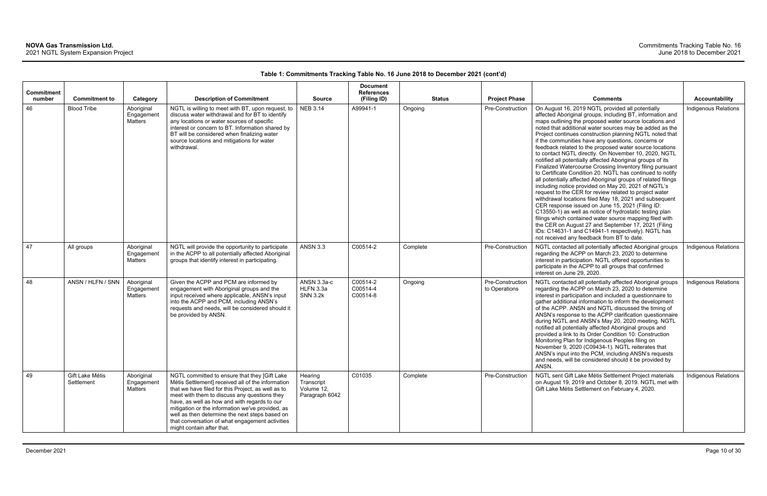**Table 1: Commitments Tracking Table No. 16 June 2018 to December 2021 (cont'd)**

| Commitment number | Commitment to | Category | Description of Commitment | Source | Document References (Filing ID) | Status | Project Phase | Comments | Accountability |
|---|---|---|---|---|---|---|---|---|---|
| 46 | Blood Tribe | Aboriginal Engagement Matters | NGTL is willing to meet with BT, upon request, to discuss water withdrawal and for BT to identify any locations or water sources of specific interest or concern to BT. Information shared by BT will be considered when finalizing water source locations and mitigations for water withdrawal. | NEB 3.14 | A99941-1 | Ongoing | Pre-Construction | On August 16, 2019 NGTL provided all potentially affected Aboriginal groups, including BT, information and maps outlining the proposed water source locations and noted that additional water sources may be added as the Project continues construction planning NGTL noted that if the communities have any questions, concerns or feedback related to the proposed water source locations to contact NGTL directly. On November 10, 2020, NGTL notified all potentially affected Aboriginal groups of its Finalized Watercourse Crossing Inventory filing pursuant to Certificate Condition 20. NGTL has continued to notify all potentially affected Aboriginal groups of related filings including notice provided on May 20, 2021 of NGTL's request to the CER for review related to project water withdrawal locations filed May 18, 2021 and subsequent CER response issued on June 15, 2021 (Filing ID: C13550-1) as well as notice of hydrostatic testing plan filings which contained water source mapping filed with the CER on August 27 and September 17, 2021 (Filing IDs: C14631-1 and C14941-1 respectively). NGTL has not received any feedback from BT to date. | Indigenous Relations |
| 47 | All groups | Aboriginal Engagement Matters | NGTL will provide the opportunity to participate in the ACPP to all potentially affected Aboriginal groups that identify interest in participating. | ANSN 3.3 | C00514-2 | Complete | Pre-Construction | NGTL contacted all potentially affected Aboriginal groups regarding the ACPP on March 23, 2020 to determine interest in participation. NGTL offered opportunities to participate in the ACPP to all groups that confirmed interest on June 29, 2020. | Indigenous Relations |
| 48 | ANSN / HLFN / SNN | Aboriginal Engagement Matters | Given the ACPP and PCM are informed by engagement with Aboriginal groups and the input received where applicable, ANSN's input into the ACPP and PCM, including ANSN's requests and needs, will be considered should it be provided by ANSN. | ANSN 3.3a-c HLFN 3.3a SNN 3.2k | C00514-2 C00514-4 C00514-8 | Ongoing | Pre-Construction to Operations | NGTL contacted all potentially affected Aboriginal groups regarding the ACPP on March 23, 2020 to determine interest in participation and included a questionnaire to gather additional information to inform the development of the ACPP. ANSN and NGTL discussed the timing of ANSN's response to the ACPP clarification questionnaire during NGTL and ANSN's May 20, 2020 meeting. NGTL notified all potentially affected Aboriginal groups and provided a link to its Order Condition 10: Construction Monitoring Plan for Indigenous Peoples filing on November 9, 2020 (C09434-1). NGTL reiterates that ANSN's input into the PCM, including ANSN's requests and needs, will be considered should it be provided by ANSN. | Indigenous Relations |
| 49 | Gift Lake Métis Settlement | Aboriginal Engagement Matters | NGTL committed to ensure that they [Gift Lake Métis Settlement] received all of the information that we have filed for this Project, as well as to meet with them to discuss any questions they have, as well as how and with regards to our mitigation or the information we've provided, as well as then determine the next steps based on that conversation of what engagement activities might contain after that. | Hearing Transcript Volume 12, Paragraph 6042 | C01035 | Complete | Pre-Construction | NGTL sent Gift Lake Métis Settlement Project materials on August 19, 2019 and October 8, 2019. NGTL met with Gift Lake Métis Settlement on February 4, 2020. | Indigenous Relations |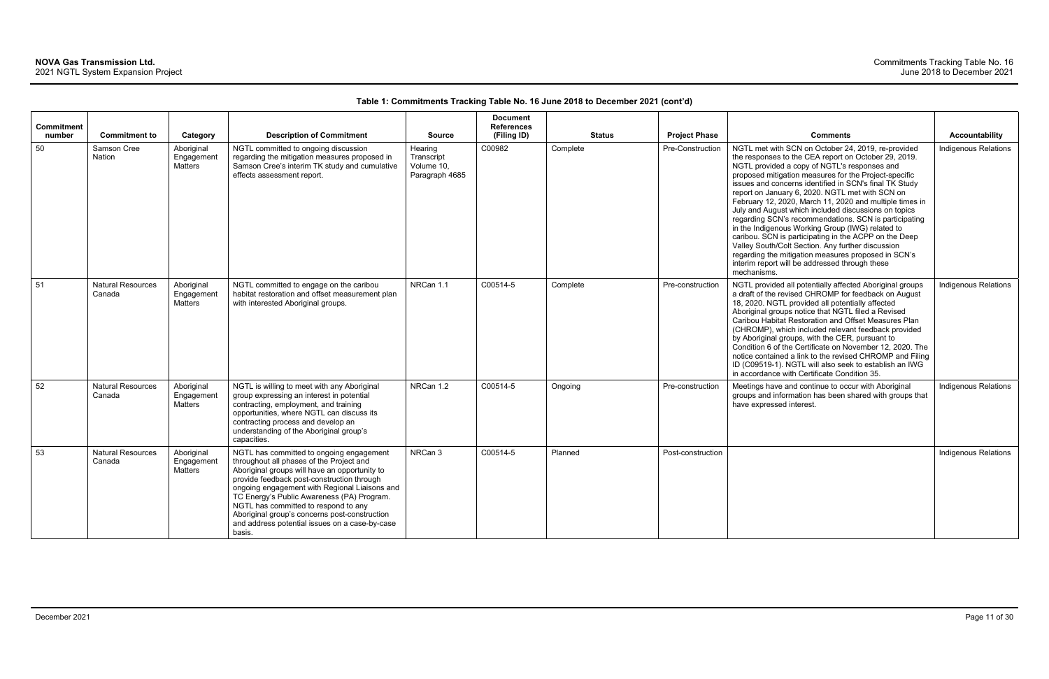**Table 1: Commitments Tracking Table No. 16 June 2018 to December 2021 (cont'd)**

| Commitment number | Commitment to | Category | Description of Commitment | Source | Document References (Filing ID) | Status | Project Phase | Comments | Accountability |
|---|---|---|---|---|---|---|---|---|---|
| 50 | Samson Cree Nation | Aboriginal Engagement Matters | NGTL committed to ongoing discussion regarding the mitigation measures proposed in Samson Cree's interim TK study and cumulative effects assessment report. | Hearing Transcript Volume 10, Paragraph 4685 | C00982 | Complete | Pre-Construction | NGTL met with SCN on October 24, 2019, re-provided the responses to the CEA report on October 29, 2019. NGTL provided a copy of NGTL's responses and proposed mitigation measures for the Project-specific issues and concerns identified in SCN's final TK Study report on January 6, 2020. NGTL met with SCN on February 12, 2020, March 11, 2020 and multiple times in July and August which included discussions on topics regarding SCN's recommendations. SCN is participating in the Indigenous Working Group (IWG) related to caribou. SCN is participating in the ACPP on the Deep Valley South/Colt Section. Any further discussion regarding the mitigation measures proposed in SCN's interim report will be addressed through these mechanisms. | Indigenous Relations |
| 51 | Natural Resources Canada | Aboriginal Engagement Matters | NGTL committed to engage on the caribou habitat restoration and offset measurement plan with interested Aboriginal groups. | NRCan 1.1 | C00514-5 | Complete | Pre-construction | NGTL provided all potentially affected Aboriginal groups a draft of the revised CHROMP for feedback on August 18, 2020. NGTL provided all potentially affected Aboriginal groups notice that NGTL filed a Revised Caribou Habitat Restoration and Offset Measures Plan (CHROMP), which included relevant feedback provided by Aboriginal groups, with the CER, pursuant to Condition 6 of the Certificate on November 12, 2020. The notice contained a link to the revised CHROMP and Filing ID (C09519-1). NGTL will also seek to establish an IWG in accordance with Certificate Condition 35. | Indigenous Relations |
| 52 | Natural Resources Canada | Aboriginal Engagement Matters | NGTL is willing to meet with any Aboriginal group expressing an interest in potential contracting, employment, and training opportunities, where NGTL can discuss its contracting process and develop an understanding of the Aboriginal group's capacities. | NRCan 1.2 | C00514-5 | Ongoing | Pre-construction | Meetings have and continue to occur with Aboriginal groups and information has been shared with groups that have expressed interest. | Indigenous Relations |
| 53 | Natural Resources Canada | Aboriginal Engagement Matters | NGTL has committed to ongoing engagement throughout all phases of the Project and Aboriginal groups will have an opportunity to provide feedback post-construction through ongoing engagement with Regional Liaisons and TC Energy's Public Awareness (PA) Program. NGTL has committed to respond to any Aboriginal group's concerns post-construction and address potential issues on a case-by-case basis. | NRCan 3 | C00514-5 | Planned | Post-construction | | Indigenous Relations |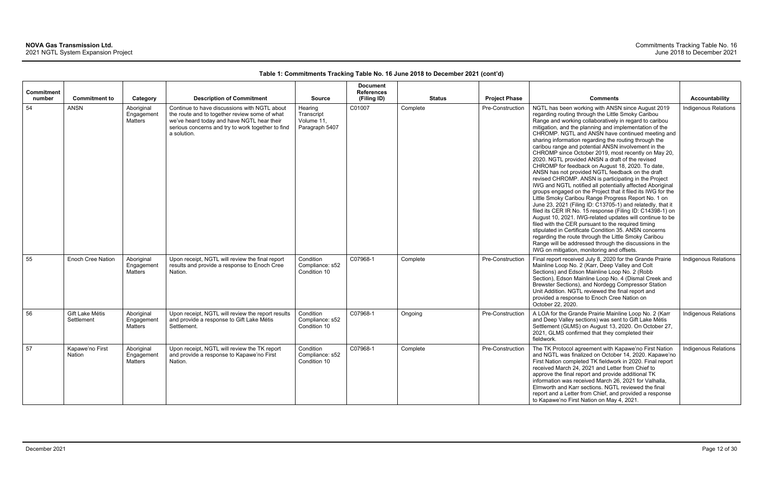**Table 1: Commitments Tracking Table No. 16 June 2018 to December 2021 (cont'd)**

| Commitment number | Commitment to | Category | Description of Commitment | Source | Document References (Filing ID) | Status | Project Phase | Comments | Accountability |
|---|---|---|---|---|---|---|---|---|---|
| 54 | ANSN | Aboriginal Engagement Matters | Continue to have discussions with NGTL about the route and to together review some of what we've heard today and have NGTL hear their serious concerns and try to work together to find a solution. | Hearing Transcript Volume 11, Paragraph 5407 | C01007 | Complete | Pre-Construction | NGTL has been working with ANSN since August 2019 regarding routing through the Little Smoky Caribou Range and working collaboratively in regard to caribou mitigation, and the planning and implementation of the CHROMP. NGTL and ANSN have continued meeting and sharing information regarding the routing through the caribou range and potential ANSN involvement in the CHROMP since October 2019, most recently on May 20, 2020. NGTL provided ANSN a draft of the revised CHROMP for feedback on August 18, 2020. To date, ANSN has not provided NGTL feedback on the draft revised CHROMP. ANSN is participating in the Project IWG and NGTL notified all potentially affected Aboriginal groups engaged on the Project that it filed its IWG for the Little Smoky Caribou Range Progress Report No. 1 on June 23, 2021 (Filing ID: C13705-1) and relatedly, that it filed its CER IR No. 15 response (Filing ID: C14398-1) on August 10, 2021. IWG-related updates will continue to be filed with the CER pursuant to the required timing stipulated in Certificate Condition 35. ANSN concerns regarding the route through the Little Smoky Caribou Range will be addressed through the discussions in the IWG on mitigation, monitoring and offsets. | Indigenous Relations |
| 55 | Enoch Cree Nation | Aboriginal Engagement Matters | Upon receipt, NGTL will review the final report results and provide a response to Enoch Cree Nation. | Condition Compliance: s52 Condition 10 | C07968-1 | Complete | Pre-Construction | Final report received July 8, 2020 for the Grande Prairie Mainline Loop No. 2 (Karr, Deep Valley and Colt Sections) and Edson Mainline Loop No. 2 (Robb Section), Edson Mainline Loop No. 4 (Dismal Creek and Brewster Sections), and Nordegg Compressor Station Unit Addition. NGTL reviewed the final report and provided a response to Enoch Cree Nation on October 22, 2020. | Indigenous Relations |
| 56 | Gift Lake Métis Settlement | Aboriginal Engagement Matters | Upon receipt, NGTL will review the report results and provide a response to Gift Lake Métis Settlement. | Condition Compliance: s52 Condition 10 | C07968-1 | Ongoing | Pre-Construction | A LOA for the Grande Prairie Mainline Loop No. 2 (Karr and Deep Valley sections) was sent to Gift Lake Métis Settlement (GLMS) on August 13, 2020. On October 27, 2021, GLMS confirmed that they completed their fieldwork. | Indigenous Relations |
| 57 | Kapawe'no First Nation | Aboriginal Engagement Matters | Upon receipt, NGTL will review the TK report and provide a response to Kapawe'no First Nation. | Condition Compliance: s52 Condition 10 | C07968-1 | Complete | Pre-Construction | The TK Protocol agreement with Kapawe'no First Nation and NGTL was finalized on October 14, 2020. Kapawe'no First Nation completed TK fieldwork in 2020. Final report received March 24, 2021 and Letter from Chief to approve the final report and provide additional TK information was received March 26, 2021 for Valhalla, Elmworth and Karr sections. NGTL reviewed the final report and a Letter from Chief, and provided a response to Kapawe'no First Nation on May 4, 2021. | Indigenous Relations |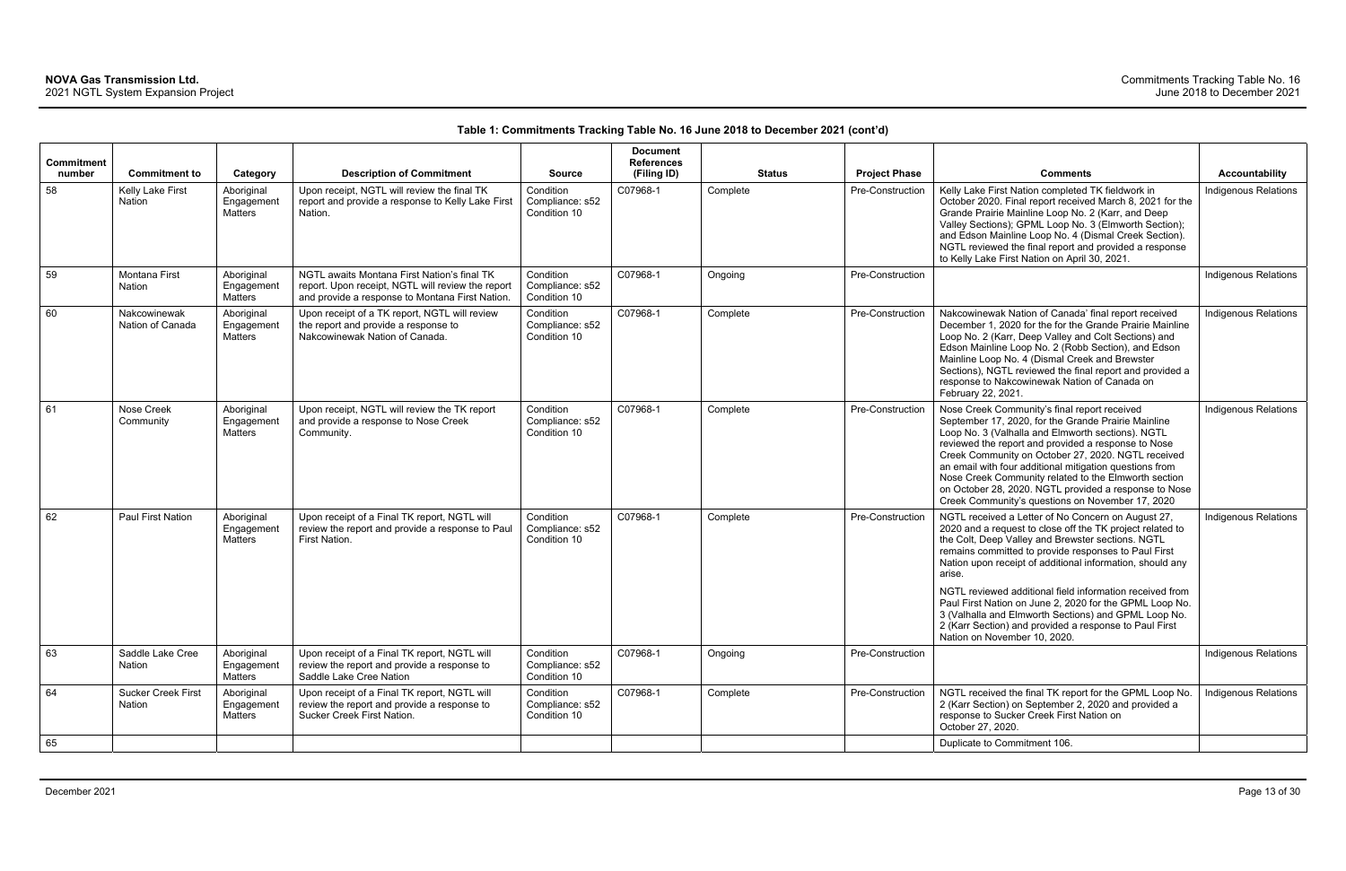**Table 1: Commitments Tracking Table No. 16 June 2018 to December 2021 (cont'd)**

| Commitment number | Commitment to | Category | Description of Commitment | Source | Document References (Filing ID) | Status | Project Phase | Comments | Accountability |
|---|---|---|---|---|---|---|---|---|---|
| 58 | Kelly Lake First Nation | Aboriginal Engagement Matters | Upon receipt, NGTL will review the final TK report and provide a response to Kelly Lake First Nation. | Condition Compliance: s52 Condition 10 | C07968-1 | Complete | Pre-Construction | Kelly Lake First Nation completed TK fieldwork in October 2020. Final report received March 8, 2021 for the Grande Prairie Mainline Loop No. 2 (Karr, and Deep Valley Sections); GPML Loop No. 3 (Elmworth Section); and Edson Mainline Loop No. 4 (Dismal Creek Section). NGTL reviewed the final report and provided a response to Kelly Lake First Nation on April 30, 2021. | Indigenous Relations |
| 59 | Montana First Nation | Aboriginal Engagement Matters | NGTL awaits Montana First Nation's final TK report. Upon receipt, NGTL will review the report and provide a response to Montana First Nation. | Condition Compliance: s52 Condition 10 | C07968-1 | Ongoing | Pre-Construction | | Indigenous Relations |
| 60 | Nakcowinewak Nation of Canada | Aboriginal Engagement Matters | Upon receipt of a TK report, NGTL will review the report and provide a response to Nakcowinewak Nation of Canada. | Condition Compliance: s52 Condition 10 | C07968-1 | Complete | Pre-Construction | Nakcowinewak Nation of Canada' final report received December 1, 2020 for the for the Grande Prairie Mainline Loop No. 2 (Karr, Deep Valley and Colt Sections) and Edson Mainline Loop No. 2 (Robb Section), and Edson Mainline Loop No. 4 (Dismal Creek and Brewster Sections), NGTL reviewed the final report and provided a response to Nakcowinewak Nation of Canada on February 22, 2021. | Indigenous Relations |
| 61 | Nose Creek Community | Aboriginal Engagement Matters | Upon receipt, NGTL will review the TK report and provide a response to Nose Creek Community. | Condition Compliance: s52 Condition 10 | C07968-1 | Complete | Pre-Construction | Nose Creek Community's final report received September 17, 2020, for the Grande Prairie Mainline Loop No. 3 (Valhalla and Elmworth sections). NGTL reviewed the report and provided a response to Nose Creek Community on October 27, 2020. NGTL received an email with four additional mitigation questions from Nose Creek Community related to the Elmworth section on October 28, 2020. NGTL provided a response to Nose Creek Community's questions on November 17, 2020 | Indigenous Relations |
| 62 | Paul First Nation | Aboriginal Engagement Matters | Upon receipt of a Final TK report, NGTL will review the report and provide a response to Paul First Nation. | Condition Compliance: s52 Condition 10 | C07968-1 | Complete | Pre-Construction | NGTL received a Letter of No Concern on August 27, 2020 and a request to close off the TK project related to the Colt, Deep Valley and Brewster sections. NGTL remains committed to provide responses to Paul First Nation upon receipt of additional information, should any arise.<br><br>NGTL reviewed additional field information received from Paul First Nation on June 2, 2020 for the GPML Loop No. 3 (Valhalla and Elmworth Sections) and GPML Loop No. 2 (Karr Section) and provided a response to Paul First Nation on November 10, 2020. | Indigenous Relations |
| 63 | Saddle Lake Cree Nation | Aboriginal Engagement Matters | Upon receipt of a Final TK report, NGTL will review the report and provide a response to Saddle Lake Cree Nation | Condition Compliance: s52 Condition 10 | C07968-1 | Ongoing | Pre-Construction | | Indigenous Relations |
| 64 | Sucker Creek First Nation | Aboriginal Engagement Matters | Upon receipt of a Final TK report, NGTL will review the report and provide a response to Sucker Creek First Nation. | Condition Compliance: s52 Condition 10 | C07968-1 | Complete | Pre-Construction | NGTL received the final TK report for the GPML Loop No. 2 (Karr Section) on September 2, 2020 and provided a response to Sucker Creek First Nation on October 27, 2020. | Indigenous Relations |
| 65 | | | | | | | | Duplicate to Commitment 106. | |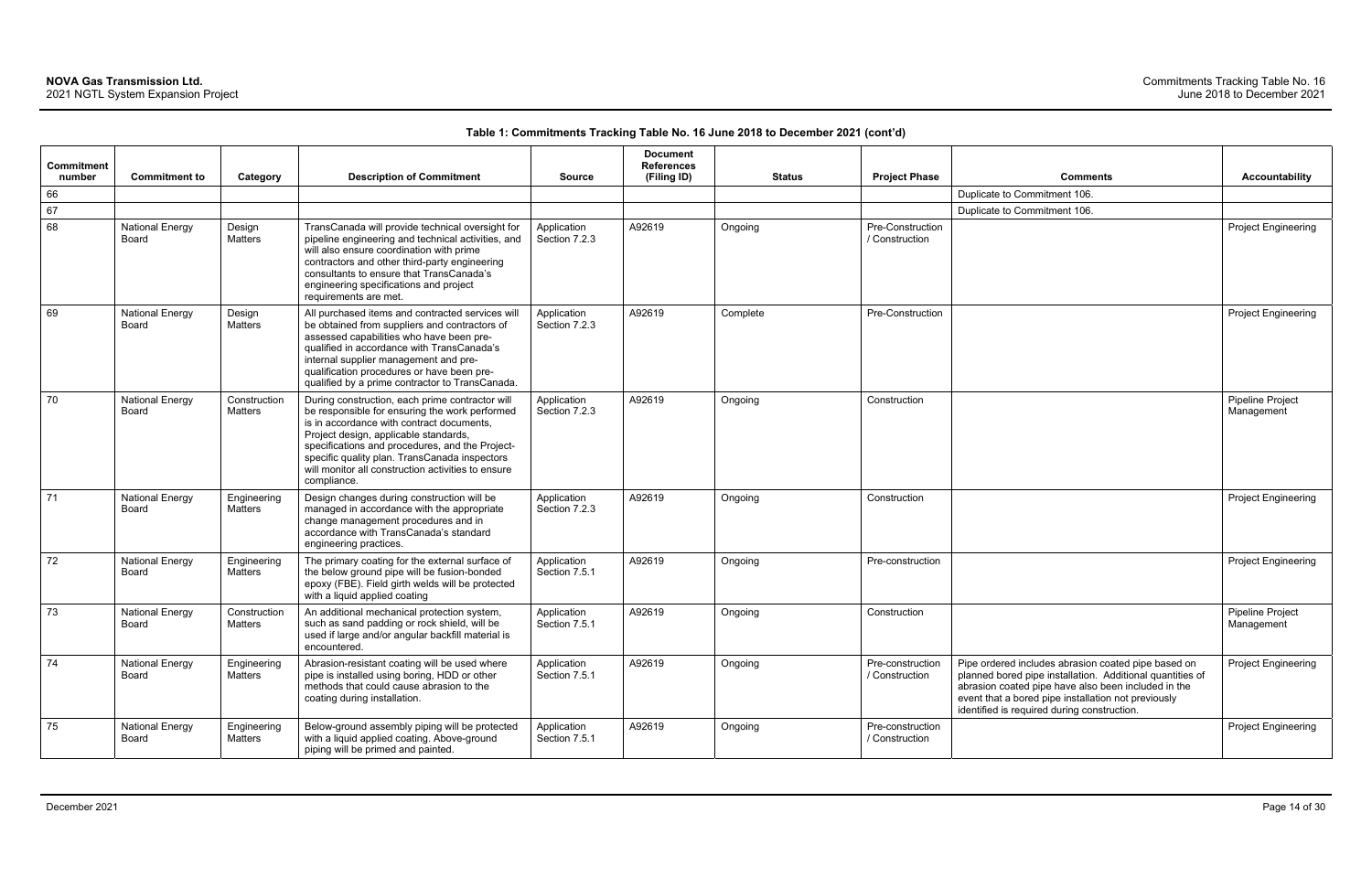**Table 1: Commitments Tracking Table No. 16 June 2018 to December 2021 (cont'd)**

| Commitment number | Commitment to | Category | Description of Commitment | Source | Document References (Filing ID) | Status | Project Phase | Comments | Accountability |
|---|---|---|---|---|---|---|---|---|---|
| 66 | | | | | | | | Duplicate to Commitment 106. | |
| 67 | | | | | | | | Duplicate to Commitment 106. | |
| 68 | National Energy Board | Design Matters | TransCanada will provide technical oversight for pipeline engineering and technical activities, and will also ensure coordination with prime contractors and other third-party engineering consultants to ensure that TransCanada's engineering specifications and project requirements are met. | Application Section 7.2.3 | A92619 | Ongoing | Pre-Construction / Construction | | Project Engineering |
| 69 | National Energy Board | Design Matters | All purchased items and contracted services will be obtained from suppliers and contractors of assessed capabilities who have been pre-qualified in accordance with TransCanada's internal supplier management and pre-qualification procedures or have been pre-qualified by a prime contractor to TransCanada. | Application Section 7.2.3 | A92619 | Complete | Pre-Construction | | Project Engineering |
| 70 | National Energy Board | Construction Matters | During construction, each prime contractor will be responsible for ensuring the work performed is in accordance with contract documents, Project design, applicable standards, specifications and procedures, and the Project-specific quality plan. TransCanada inspectors will monitor all construction activities to ensure compliance. | Application Section 7.2.3 | A92619 | Ongoing | Construction | | Pipeline Project Management |
| 71 | National Energy Board | Engineering Matters | Design changes during construction will be managed in accordance with the appropriate change management procedures and in accordance with TransCanada's standard engineering practices. | Application Section 7.2.3 | A92619 | Ongoing | Construction | | Project Engineering |
| 72 | National Energy Board | Engineering Matters | The primary coating for the external surface of the below ground pipe will be fusion-bonded epoxy (FBE). Field girth welds will be protected with a liquid applied coating | Application Section 7.5.1 | A92619 | Ongoing | Pre-construction | | Project Engineering |
| 73 | National Energy Board | Construction Matters | An additional mechanical protection system, such as sand padding or rock shield, will be used if large and/or angular backfill material is encountered. | Application Section 7.5.1 | A92619 | Ongoing | Construction | | Pipeline Project Management |
| 74 | National Energy Board | Engineering Matters | Abrasion-resistant coating will be used where pipe is installed using boring, HDD or other methods that could cause abrasion to the coating during installation. | Application Section 7.5.1 | A92619 | Ongoing | Pre-construction / Construction | Pipe ordered includes abrasion coated pipe based on planned bored pipe installation. Additional quantities of abrasion coated pipe have also been included in the event that a bored pipe installation not previously identified is required during construction. | Project Engineering |
| 75 | National Energy Board | Engineering Matters | Below-ground assembly piping will be protected with a liquid applied coating. Above-ground piping will be primed and painted. | Application Section 7.5.1 | A92619 | Ongoing | Pre-construction / Construction | | Project Engineering |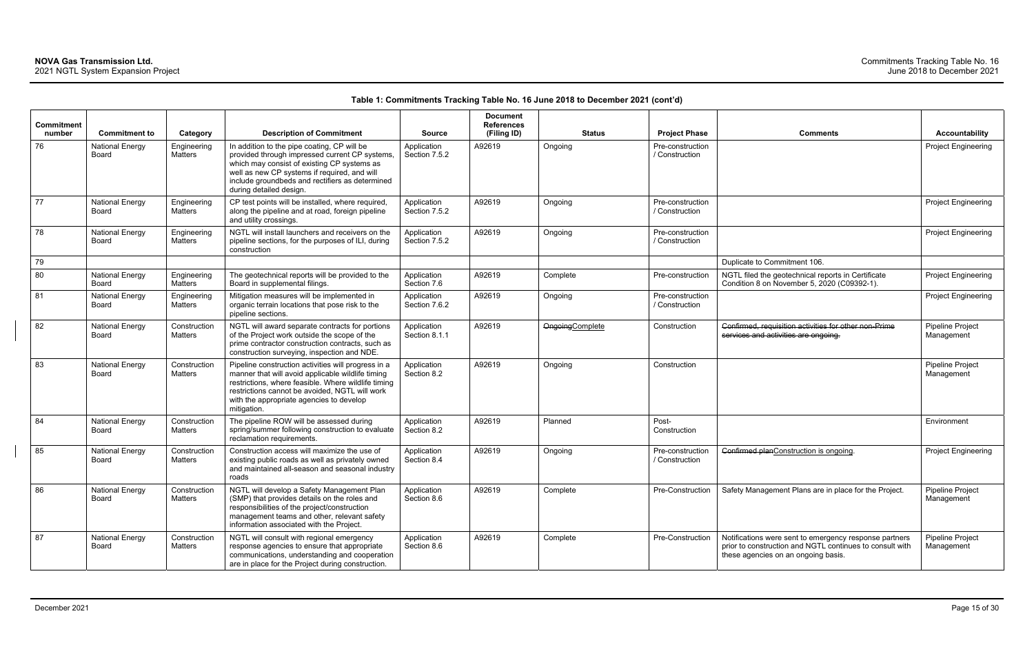**Table 1: Commitments Tracking Table No. 16 June 2018 to December 2021 (cont'd)**

| Commitment number | Commitment to | Category | Description of Commitment | Source | Document References (Filing ID) | Status | Project Phase | Comments | Accountability |
|---|---|---|---|---|---|---|---|---|---|
| 76 | National Energy Board | Engineering Matters | In addition to the pipe coating, CP will be provided through impressed current CP systems, which may consist of existing CP systems as well as new CP systems if required, and will include groundbeds and rectifiers as determined during detailed design. | Application Section 7.5.2 | A92619 | Ongoing | Pre-construction / Construction | | Project Engineering |
| 77 | National Energy Board | Engineering Matters | CP test points will be installed, where required, along the pipeline and at road, foreign pipeline and utility crossings. | Application Section 7.5.2 | A92619 | Ongoing | Pre-construction / Construction | | Project Engineering |
| 78 | National Energy Board | Engineering Matters | NGTL will install launchers and receivers on the pipeline sections, for the purposes of ILI, during construction | Application Section 7.5.2 | A92619 | Ongoing | Pre-construction / Construction | | Project Engineering |
| 79 | | | | | | | | Duplicate to Commitment 106. | |
| 80 | National Energy Board | Engineering Matters | The geotechnical reports will be provided to the Board in supplemental filings. | Application Section 7.6 | A92619 | Complete | Pre-construction | NGTL filed the geotechnical reports in Certificate Condition 8 on November 5, 2020 (C09392-1). | Project Engineering |
| 81 | National Energy Board | Engineering Matters | Mitigation measures will be implemented in organic terrain locations that pose risk to the pipeline sections. | Application Section 7.6.2 | A92619 | Ongoing | Pre-construction / Construction | | Project Engineering |
| 82 | National Energy Board | Construction Matters | NGTL will award separate contracts for portions of the Project work outside the scope of the prime contractor construction contracts, such as construction surveying, inspection and NDE. | Application Section 8.1.1 | A92619 | ~~Ongoing~~Complete | Construction | ~~Confirmed, requisition activities for other non-Prime services and activities are ongoing.~~ | Pipeline Project Management |
| 83 | National Energy Board | Construction Matters | Pipeline construction activities will progress in a manner that will avoid applicable wildlife timing restrictions, where feasible. Where wildlife timing restrictions cannot be avoided, NGTL will work with the appropriate agencies to develop mitigation. | Application Section 8.2 | A92619 | Ongoing | Construction | | Pipeline Project Management |
| 84 | National Energy Board | Construction Matters | The pipeline ROW will be assessed during spring/summer following construction to evaluate reclamation requirements. | Application Section 8.2 | A92619 | Planned | Post-Construction | | Environment |
| 85 | National Energy Board | Construction Matters | Construction access will maximize the use of existing public roads as well as privately owned and maintained all-season and seasonal industry roads | Application Section 8.4 | A92619 | Ongoing | Pre-construction / Construction | ~~Confirmed plan~~Construction is ongoing. | Project Engineering |
| 86 | National Energy Board | Construction Matters | NGTL will develop a Safety Management Plan (SMP) that provides details on the roles and responsibilities of the project/construction management teams and other, relevant safety information associated with the Project. | Application Section 8.6 | A92619 | Complete | Pre-Construction | Safety Management Plans are in place for the Project. | Pipeline Project Management |
| 87 | National Energy Board | Construction Matters | NGTL will consult with regional emergency response agencies to ensure that appropriate communications, understanding and cooperation are in place for the Project during construction. | Application Section 8.6 | A92619 | Complete | Pre-Construction | Notifications were sent to emergency response partners prior to construction and NGTL continues to consult with these agencies on an ongoing basis. | Pipeline Project Management |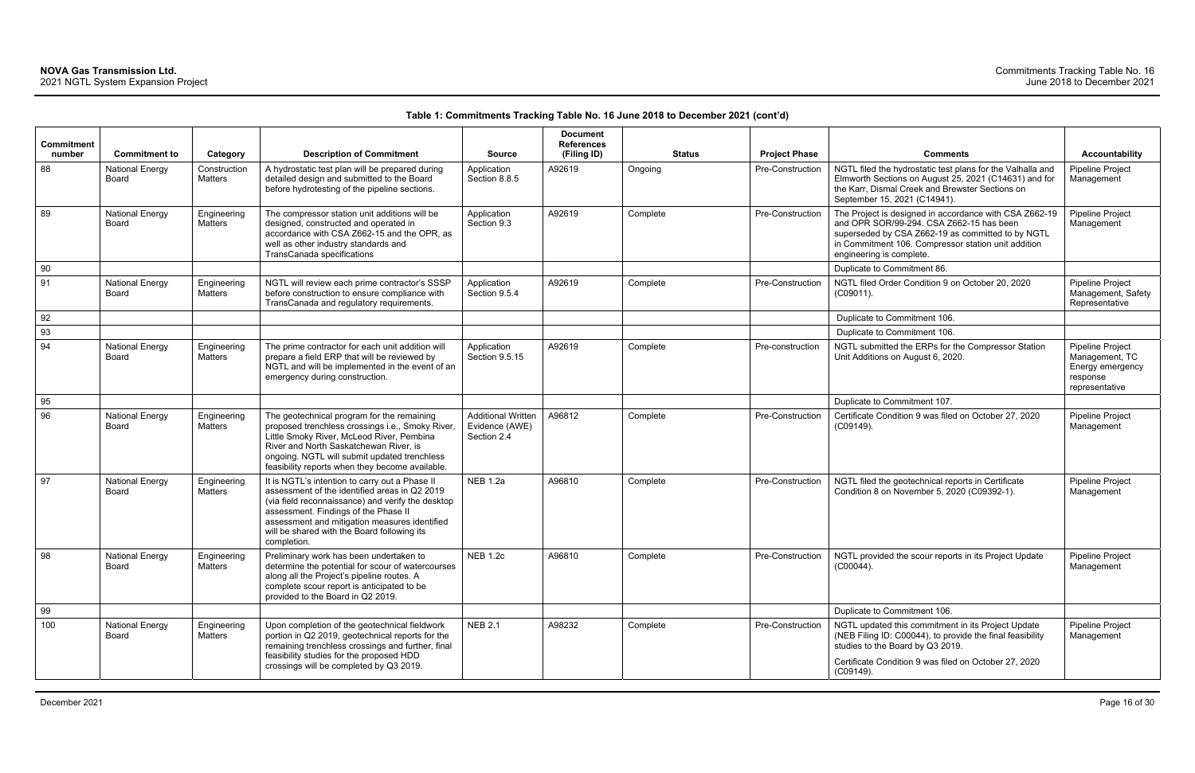**Table 1: Commitments Tracking Table No. 16 June 2018 to December 2021 (cont'd)**

| Commitment number | Commitment to | Category | Description of Commitment | Source | Document References (Filing ID) | Status | Project Phase | Comments | Accountability |
|---|---|---|---|---|---|---|---|---|---|
| 88 | National Energy Board | Construction Matters | A hydrostatic test plan will be prepared during detailed design and submitted to the Board before hydrotesting of the pipeline sections. | Application Section 8.8.5 | A92619 | Ongoing | Pre-Construction | NGTL filed the hydrostatic test plans for the Valhalla and Elmworth Sections on August 25, 2021 (C14631) and for the Karr, Dismal Creek and Brewster Sections on September 15, 2021 (C14941). | Pipeline Project Management |
| 89 | National Energy Board | Engineering Matters | The compressor station unit additions will be designed, constructed and operated in accordance with CSA Z662-15 and the OPR, as well as other industry standards and TransCanada specifications | Application Section 9.3 | A92619 | Complete | Pre-Construction | The Project is designed in accordance with CSA Z662-19 and OPR SOR/99-294. CSA Z662-15 has been superseded by CSA Z662-19 as committed to by NGTL in Commitment 106. Compressor station unit addition engineering is complete. | Pipeline Project Management |
| 90 | | | | | | | | Duplicate to Commitment 86. | |
| 91 | National Energy Board | Engineering Matters | NGTL will review each prime contractor's SSSP before construction to ensure compliance with TransCanada and regulatory requirements. | Application Section 9.5.4 | A92619 | Complete | Pre-Construction | NGTL filed Order Condition 9 on October 20, 2020 (C09011). | Pipeline Project Management, Safety Representative |
| 92 | | | | | | | | Duplicate to Commitment 106. | |
| 93 | | | | | | | | Duplicate to Commitment 106. | |
| 94 | National Energy Board | Engineering Matters | The prime contractor for each unit addition will prepare a field ERP that will be reviewed by NGTL and will be implemented in the event of an emergency during construction. | Application Section 9.5.15 | A92619 | Complete | Pre-construction | NGTL submitted the ERPs for the Compressor Station Unit Additions on August 6, 2020. | Pipeline Project Management, TC Energy emergency response representative |
| 95 | | | | | | | | Duplicate to Commitment 107. | |
| 96 | National Energy Board | Engineering Matters | The geotechnical program for the remaining proposed trenchless crossings i.e., Smoky River, Little Smoky River, McLeod River, Pembina River and North Saskatchewan River, is ongoing. NGTL will submit updated trenchless feasibility reports when they become available. | Additional Written Evidence (AWE) Section 2.4 | A96812 | Complete | Pre-Construction | Certificate Condition 9 was filed on October 27, 2020 (C09149). | Pipeline Project Management |
| 97 | National Energy Board | Engineering Matters | It is NGTL's intention to carry out a Phase II assessment of the identified areas in Q2 2019 (via field reconnaissance) and verify the desktop assessment. Findings of the Phase II assessment and mitigation measures identified will be shared with the Board following its completion. | NEB 1.2a | A96810 | Complete | Pre-Construction | NGTL filed the geotechnical reports in Certificate Condition 8 on November 5, 2020 (C09392-1). | Pipeline Project Management |
| 98 | National Energy Board | Engineering Matters | Preliminary work has been undertaken to determine the potential for scour of watercourses along all the Project's pipeline routes. A complete scour report is anticipated to be provided to the Board in Q2 2019. | NEB 1.2c | A96810 | Complete | Pre-Construction | NGTL provided the scour reports in its Project Update (C00044). | Pipeline Project Management |
| 99 | | | | | | | | Duplicate to Commitment 106. | |
| 100 | National Energy Board | Engineering Matters | Upon completion of the geotechnical fieldwork portion in Q2 2019, geotechnical reports for the remaining trenchless crossings and further, final feasibility studies for the proposed HDD crossings will be completed by Q3 2019. | NEB 2.1 | A98232 | Complete | Pre-Construction | NGTL updated this commitment in its Project Update (NEB Filing ID: C00044), to provide the final feasibility studies to the Board by Q3 2019.<br><br>Certificate Condition 9 was filed on October 27, 2020 (C09149). | Pipeline Project Management |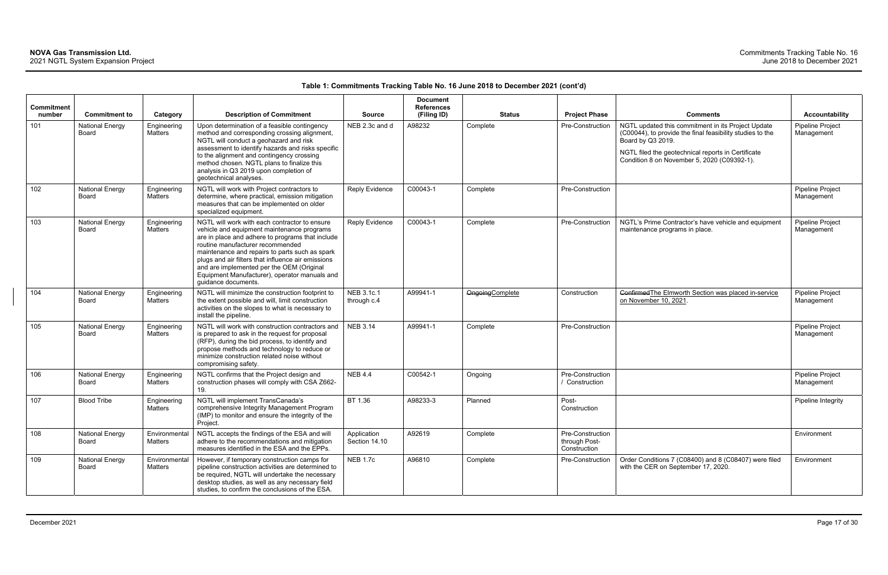**Table 1: Commitments Tracking Table No. 16 June 2018 to December 2021 (cont'd)**

| Commitment number | Commitment to | Category | Description of Commitment | Source | Document References (Filing ID) | Status | Project Phase | Comments | Accountability |
|---|---|---|---|---|---|---|---|---|---|
| 101 | National Energy Board | Engineering Matters | Upon determination of a feasible contingency method and corresponding crossing alignment, NGTL will conduct a geohazard and risk assessment to identify hazards and risks specific to the alignment and contingency crossing method chosen. NGTL plans to finalize this analysis in Q3 2019 upon completion of geotechnical analyses. | NEB 2.3c and d | A98232 | Complete | Pre-Construction | NGTL updated this commitment in its Project Update (C00044), to provide the final feasibility studies to the Board by Q3 2019. NGTL filed the geotechnical reports in Certificate Condition 8 on November 5, 2020 (C09392-1). | Pipeline Project Management |
| 102 | National Energy Board | Engineering Matters | NGTL will work with Project contractors to determine, where practical, emission mitigation measures that can be implemented on older specialized equipment. | Reply Evidence | C00043-1 | Complete | Pre-Construction | | Pipeline Project Management |
| 103 | National Energy Board | Engineering Matters | NGTL will work with each contractor to ensure vehicle and equipment maintenance programs are in place and adhere to programs that include routine manufacturer recommended maintenance and repairs to parts such as spark plugs and air filters that influence air emissions and are implemented per the OEM (Original Equipment Manufacturer), operator manuals and guidance documents. | Reply Evidence | C00043-1 | Complete | Pre-Construction | NGTL's Prime Contractor's have vehicle and equipment maintenance programs in place. | Pipeline Project Management |
| 104 | National Energy Board | Engineering Matters | NGTL will minimize the construction footprint to the extent possible and will, limit construction activities on the slopes to what is necessary to install the pipeline. | NEB 3.1c.1 through c.4 | A99941-1 | ~~Ongoing~~Complete | Construction | ~~Confirmed~~The Elmworth Section was placed in-service on November 10, 2021. | Pipeline Project Management |
| 105 | National Energy Board | Engineering Matters | NGTL will work with construction contractors and is prepared to ask in the request for proposal (RFP), during the bid process, to identify and propose methods and technology to reduce or minimize construction related noise without compromising safety. | NEB 3.14 | A99941-1 | Complete | Pre-Construction | | Pipeline Project Management |
| 106 | National Energy Board | Engineering Matters | NGTL confirms that the Project design and construction phases will comply with CSA Z662-19. | NEB 4.4 | C00542-1 | Ongoing | Pre-Construction / Construction | | Pipeline Project Management |
| 107 | Blood Tribe | Engineering Matters | NGTL will implement TransCanada's comprehensive Integrity Management Program (IMP) to monitor and ensure the integrity of the Project. | BT 1.36 | A98233-3 | Planned | Post-Construction | | Pipeline Integrity |
| 108 | National Energy Board | Environmental Matters | NGTL accepts the findings of the ESA and will adhere to the recommendations and mitigation measures identified in the ESA and the EPPs. | Application Section 14.10 | A92619 | Complete | Pre-Construction through Post-Construction | | Environment |
| 109 | National Energy Board | Environmental Matters | However, if temporary construction camps for pipeline construction activities are determined to be required, NGTL will undertake the necessary desktop studies, as well as any necessary field studies, to confirm the conclusions of the ESA. | NEB 1.7c | A96810 | Complete | Pre-Construction | Order Conditions 7 (C08400) and 8 (C08407) were filed with the CER on September 17, 2020. | Environment |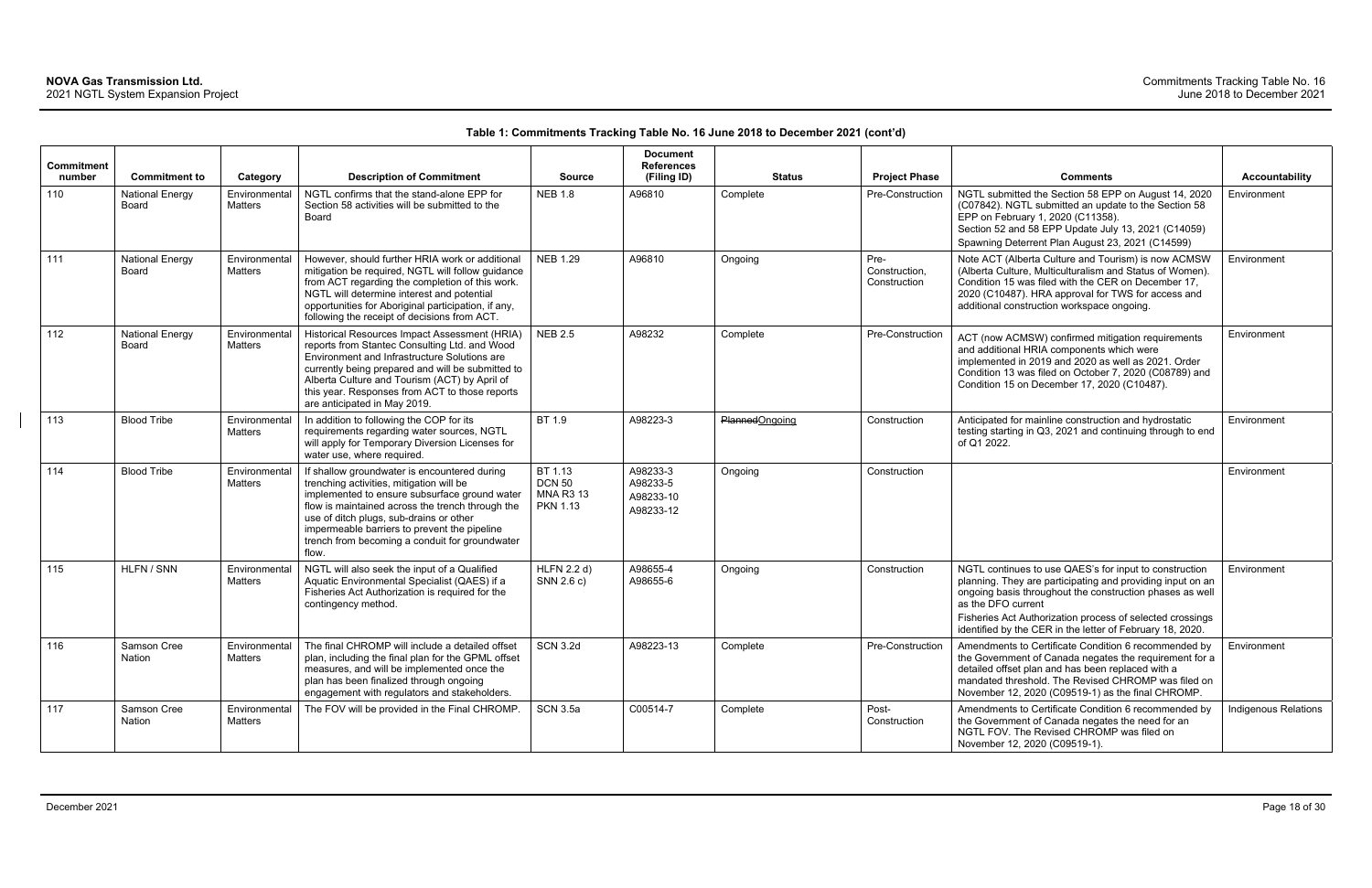**Table 1: Commitments Tracking Table No. 16 June 2018 to December 2021 (cont'd)**

| Commitment number | Commitment to | Category | Description of Commitment | Source | Document References (Filing ID) | Status | Project Phase | Comments | Accountability |
|---|---|---|---|---|---|---|---|---|---|
| 110 | National Energy Board | Environmental Matters | NGTL confirms that the stand-alone EPP for Section 58 activities will be submitted to the Board | NEB 1.8 | A96810 | Complete | Pre-Construction | NGTL submitted the Section 58 EPP on August 14, 2020 (C07842). NGTL submitted an update to the Section 58 EPP on February 1, 2020 (C11358). Section 52 and 58 EPP Update July 13, 2021 (C14059) Spawning Deterrent Plan August 23, 2021 (C14599) | Environment |
| 111 | National Energy Board | Environmental Matters | However, should further HRIA work or additional mitigation be required, NGTL will follow guidance from ACT regarding the completion of this work. NGTL will determine interest and potential opportunities for Aboriginal participation, if any, following the receipt of decisions from ACT. | NEB 1.29 | A96810 | Ongoing | Pre-Construction, Construction | Note ACT (Alberta Culture and Tourism) is now ACMSW (Alberta Culture, Multiculturalism and Status of Women). Condition 15 was filed with the CER on December 17, 2020 (C10487). HRA approval for TWS for access and additional construction workspace ongoing. | Environment |
| 112 | National Energy Board | Environmental Matters | Historical Resources Impact Assessment (HRIA) reports from Stantec Consulting Ltd. and Wood Environment and Infrastructure Solutions are currently being prepared and will be submitted to Alberta Culture and Tourism (ACT) by April of this year. Responses from ACT to those reports are anticipated in May 2019. | NEB 2.5 | A98232 | Complete | Pre-Construction | ACT (now ACMSW) confirmed mitigation requirements and additional HRIA components which were implemented in 2019 and 2020 as well as 2021. Order Condition 13 was filed on October 7, 2020 (C08789) and Condition 15 on December 17, 2020 (C10487). | Environment |
| 113 | Blood Tribe | Environmental Matters | In addition to following the COP for its requirements regarding water sources, NGTL will apply for Temporary Diversion Licenses for water use, where required. | BT 1.9 | A98223-3 | ~~Planned~~Ongoing | Construction | Anticipated for mainline construction and hydrostatic testing starting in Q3, 2021 and continuing through to end of Q1 2022. | Environment |
| 114 | Blood Tribe | Environmental Matters | If shallow groundwater is encountered during trenching activities, mitigation will be implemented to ensure subsurface ground water flow is maintained across the trench through the use of ditch plugs, sub-drains or other impermeable barriers to prevent the pipeline trench from becoming a conduit for groundwater flow. | BT 1.13<br>DCN 50<br>MNA R3 13<br>PKN 1.13 | A98233-3<br>A98233-5<br>A98233-10<br>A98233-12 | Ongoing | Construction | | Environment |
| 115 | HLFN / SNN | Environmental Matters | NGTL will also seek the input of a Qualified Aquatic Environmental Specialist (QAES) if a Fisheries Act Authorization is required for the contingency method. | HLFN 2.2 d)<br>SNN 2.6 c) | A98655-4<br>A98655-6 | Ongoing | Construction | NGTL continues to use QAES's for input to construction planning. They are participating and providing input on an ongoing basis throughout the construction phases as well as the DFO current<br>Fisheries Act Authorization process of selected crossings identified by the CER in the letter of February 18, 2020. | Environment |
| 116 | Samson Cree Nation | Environmental Matters | The final CHROMP will include a detailed offset plan, including the final plan for the GPML offset measures, and will be implemented once the plan has been finalized through ongoing engagement with regulators and stakeholders. | SCN 3.2d | A98223-13 | Complete | Pre-Construction | Amendments to Certificate Condition 6 recommended by the Government of Canada negates the requirement for a detailed offset plan and has been replaced with a mandated threshold. The Revised CHROMP was filed on November 12, 2020 (C09519-1) as the final CHROMP. | Environment |
| 117 | Samson Cree Nation | Environmental Matters | The FOV will be provided in the Final CHROMP. | SCN 3.5a | C00514-7 | Complete | Post-Construction | Amendments to Certificate Condition 6 recommended by the Government of Canada negates the need for an NGTL FOV. The Revised CHROMP was filed on November 12, 2020 (C09519-1). | Indigenous Relations |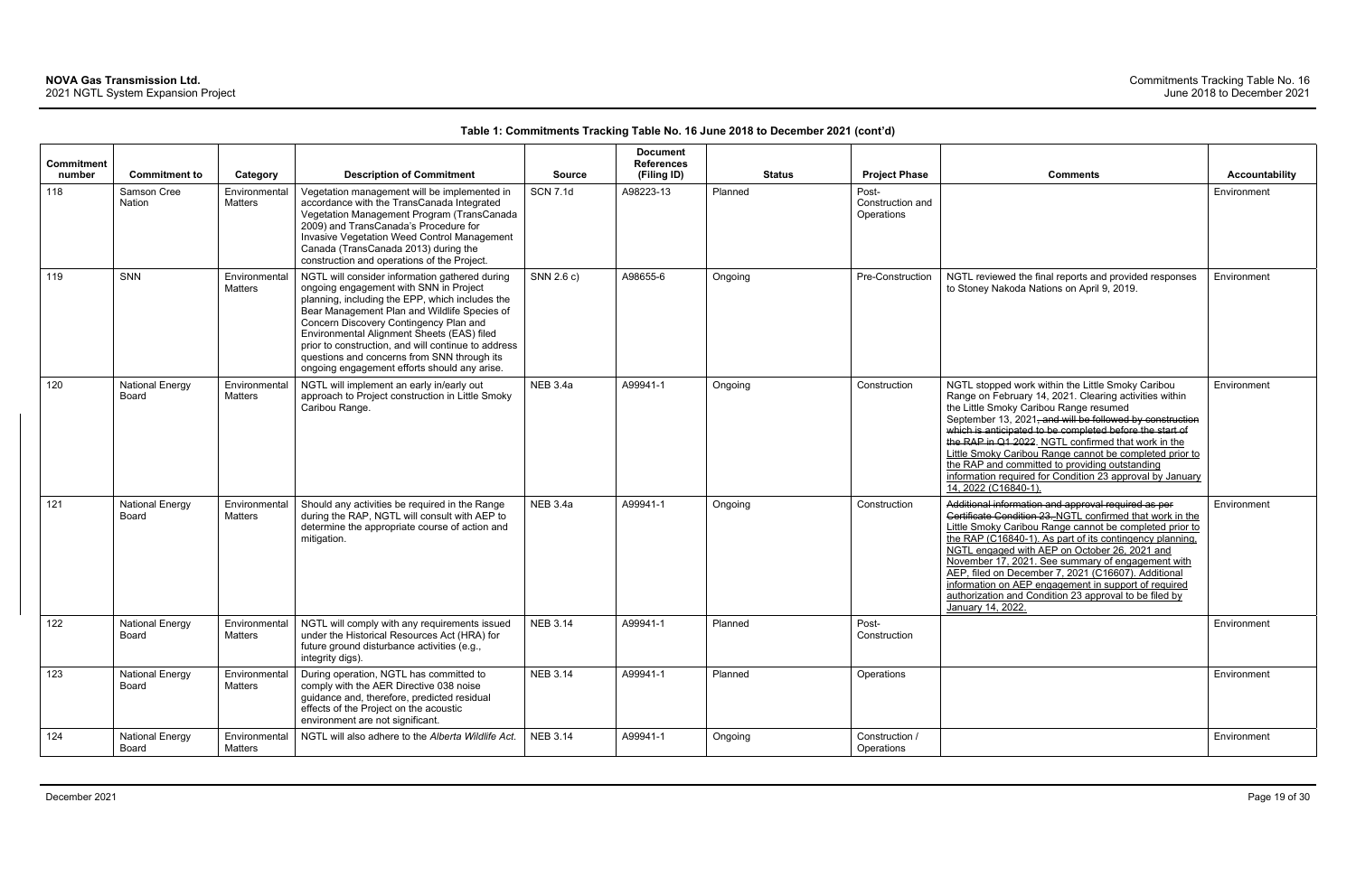**Table 1: Commitments Tracking Table No. 16 June 2018 to December 2021 (cont'd)**

| Commitment number | Commitment to | Category | Description of Commitment | Source | Document References (Filing ID) | Status | Project Phase | Comments | Accountability |
|---|---|---|---|---|---|---|---|---|---|
| 118 | Samson Cree Nation | Environmental Matters | Vegetation management will be implemented in accordance with the TransCanada Integrated Vegetation Management Program (TransCanada 2009) and TransCanada's Procedure for Invasive Vegetation Weed Control Management Canada (TransCanada 2013) during the construction and operations of the Project. | SCN 7.1d | A98223-13 | Planned | Post-Construction and Operations | | Environment |
| 119 | SNN | Environmental Matters | NGTL will consider information gathered during ongoing engagement with SNN in Project planning, including the EPP, which includes the Bear Management Plan and Wildlife Species of Concern Discovery Contingency Plan and Environmental Alignment Sheets (EAS) filed prior to construction, and will continue to address questions and concerns from SNN through its ongoing engagement efforts should any arise. | SNN 2.6 c) | A98655-6 | Ongoing | Pre-Construction | NGTL reviewed the final reports and provided responses to Stoney Nakoda Nations on April 9, 2019. | Environment |
| 120 | National Energy Board | Environmental Matters | NGTL will implement an early in/early out approach to Project construction in Little Smoky Caribou Range. | NEB 3.4a | A99941-1 | Ongoing | Construction | NGTL stopped work within the Little Smoky Caribou Range on February 14, 2021. Clearing activities within the Little Smoky Caribou Range resumed September 13, 2021~~, and will be followed by construction which is anticipated to be completed before the start of the RAP in Q1 2022~~. NGTL confirmed that work in the Little Smoky Caribou Range cannot be completed prior to the RAP and committed to providing outstanding information required for Condition 23 approval by January 14, 2022 (C16840-1). | Environment |
| 121 | National Energy Board | Environmental Matters | Should any activities be required in the Range during the RAP, NGTL will consult with AEP to determine the appropriate course of action and mitigation. | NEB 3.4a | A99941-1 | Ongoing | Construction | ~~Additional information and approval required as per Certificate Condition 23.~~ NGTL confirmed that work in the Little Smoky Caribou Range cannot be completed prior to the RAP (C16840-1). As part of its contingency planning, NGTL engaged with AEP on October 26, 2021 and November 17, 2021. See summary of engagement with AEP, filed on December 7, 2021 (C16607). Additional information on AEP engagement in support of required authorization and Condition 23 approval to be filed by January 14, 2022. | Environment |
| 122 | National Energy Board | Environmental Matters | NGTL will comply with any requirements issued under the Historical Resources Act (HRA) for future ground disturbance activities (e.g., integrity digs). | NEB 3.14 | A99941-1 | Planned | Post-Construction | | Environment |
| 123 | National Energy Board | Environmental Matters | During operation, NGTL has committed to comply with the AER Directive 038 noise guidance and, therefore, predicted residual effects of the Project on the acoustic environment are not significant. | NEB 3.14 | A99941-1 | Planned | Operations | | Environment |
| 124 | National Energy Board | Environmental Matters | NGTL will also adhere to the *Alberta Wildlife Act*. | NEB 3.14 | A99941-1 | Ongoing | Construction / Operations | | Environment |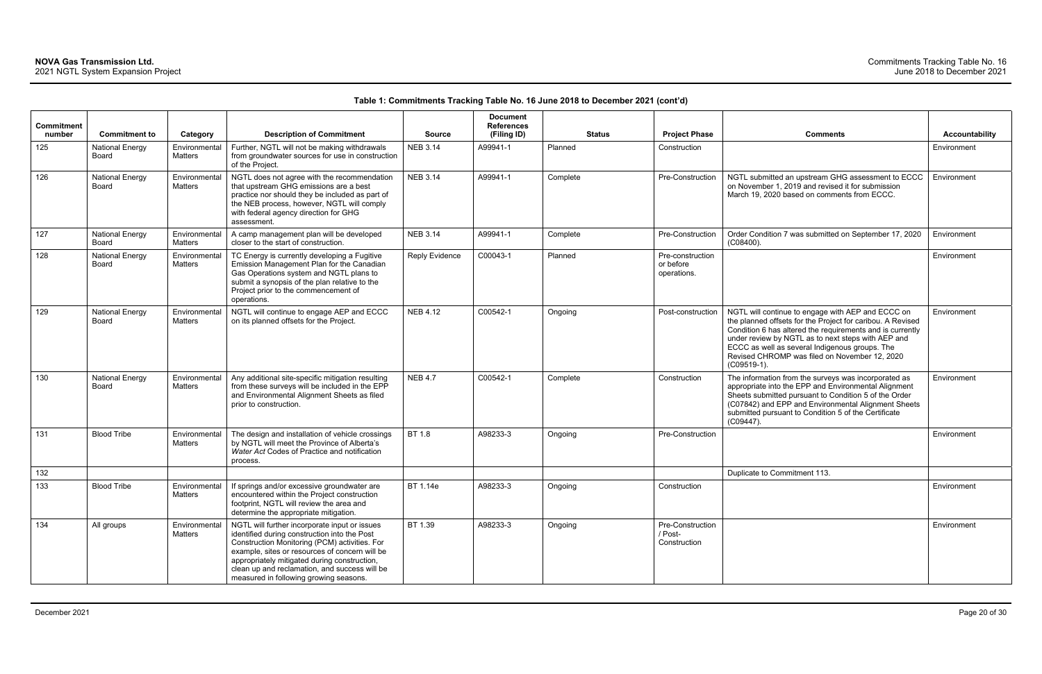**Table 1: Commitments Tracking Table No. 16 June 2018 to December 2021 (cont'd)**

| Commitment number | Commitment to | Category | Description of Commitment | Source | Document References (Filing ID) | Status | Project Phase | Comments | Accountability |
|---|---|---|---|---|---|---|---|---|---|
| 125 | National Energy Board | Environmental Matters | Further, NGTL will not be making withdrawals from groundwater sources for use in construction of the Project. | NEB 3.14 | A99941-1 | Planned | Construction | | Environment |
| 126 | National Energy Board | Environmental Matters | NGTL does not agree with the recommendation that upstream GHG emissions are a best practice nor should they be included as part of the NEB process, however, NGTL will comply with federal agency direction for GHG assessment. | NEB 3.14 | A99941-1 | Complete | Pre-Construction | NGTL submitted an upstream GHG assessment to ECCC on November 1, 2019 and revised it for submission March 19, 2020 based on comments from ECCC. | Environment |
| 127 | National Energy Board | Environmental Matters | A camp management plan will be developed closer to the start of construction. | NEB 3.14 | A99941-1 | Complete | Pre-Construction | Order Condition 7 was submitted on September 17, 2020 (C08400). | Environment |
| 128 | National Energy Board | Environmental Matters | TC Energy is currently developing a Fugitive Emission Management Plan for the Canadian Gas Operations system and NGTL plans to submit a synopsis of the plan relative to the Project prior to the commencement of operations. | Reply Evidence | C00043-1 | Planned | Pre-construction or before operations. | | Environment |
| 129 | National Energy Board | Environmental Matters | NGTL will continue to engage AEP and ECCC on its planned offsets for the Project. | NEB 4.12 | C00542-1 | Ongoing | Post-construction | NGTL will continue to engage with AEP and ECCC on the planned offsets for the Project for caribou. A Revised Condition 6 has altered the requirements and is currently under review by NGTL as to next steps with AEP and ECCC as well as several Indigenous groups. The Revised CHROMP was filed on November 12, 2020 (C09519-1). | Environment |
| 130 | National Energy Board | Environmental Matters | Any additional site-specific mitigation resulting from these surveys will be included in the EPP and Environmental Alignment Sheets as filed prior to construction. | NEB 4.7 | C00542-1 | Complete | Construction | The information from the surveys was incorporated as appropriate into the EPP and Environmental Alignment Sheets submitted pursuant to Condition 5 of the Order (C07842) and EPP and Environmental Alignment Sheets submitted pursuant to Condition 5 of the Certificate (C09447). | Environment |
| 131 | Blood Tribe | Environmental Matters | The design and installation of vehicle crossings by NGTL will meet the Province of Alberta's *Water Act* Codes of Practice and notification process. | BT 1.8 | A98233-3 | Ongoing | Pre-Construction | | Environment |
| 132 | | | | | | | | Duplicate to Commitment 113. | |
| 133 | Blood Tribe | Environmental Matters | If springs and/or excessive groundwater are encountered within the Project construction footprint, NGTL will review the area and determine the appropriate mitigation. | BT 1.14e | A98233-3 | Ongoing | Construction | | Environment |
| 134 | All groups | Environmental Matters | NGTL will further incorporate input or issues identified during construction into the Post Construction Monitoring (PCM) activities. For example, sites or resources of concern will be appropriately mitigated during construction, clean up and reclamation, and success will be measured in following growing seasons. | BT 1.39 | A98233-3 | Ongoing | Pre-Construction / Post-Construction | | Environment |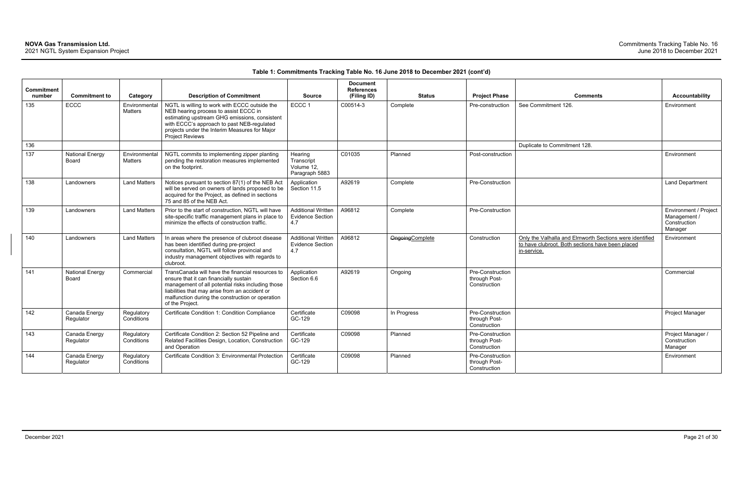**Table 1: Commitments Tracking Table No. 16 June 2018 to December 2021 (cont'd)**

| Commitment number | Commitment to | Category | Description of Commitment | Source | Document References (Filing ID) | Status | Project Phase | Comments | Accountability |
|---|---|---|---|---|---|---|---|---|---|
| 135 | ECCC | Environmental Matters | NGTL is willing to work with ECCC outside the NEB hearing process to assist ECCC in estimating upstream GHG emissions, consistent with ECCC's approach to past NEB-regulated projects under the Interim Measures for Major Project Reviews | ECCC 1 | C00514-3 | Complete | Pre-construction | See Commitment 126. | Environment |
| 136 | | | | | | | | Duplicate to Commitment 128. | |
| 137 | National Energy Board | Environmental Matters | NGTL commits to implementing zipper planting pending the restoration measures implemented on the footprint. | Hearing Transcript Volume 12, Paragraph 5883 | C01035 | Planned | Post-construction | | Environment |
| 138 | Landowners | Land Matters | Notices pursuant to section 87(1) of the NEB Act will be served on owners of lands proposed to be acquired for the Project, as defined in sections 75 and 85 of the NEB Act. | Application Section 11.5 | A92619 | Complete | Pre-Construction | | Land Department |
| 139 | Landowners | Land Matters | Prior to the start of construction, NGTL will have site-specific traffic management plans in place to minimize the effects of construction traffic. | Additional Written Evidence Section 4.7 | A96812 | Complete | Pre-Construction | | Environment / Project Management / Construction Manager |
| 140 | Landowners | Land Matters | In areas where the presence of clubroot disease has been identified during pre-project consultation, NGTL will follow provincial and industry management objectives with regards to clubroot. | Additional Written Evidence Section 4.7 | A96812 | ~~Ongoing~~Complete | Construction | Only the Valhalla and Elmworth Sections were identified to have clubroot. Both sections have been placed in-service. | Environment |
| 141 | National Energy Board | Commercial | TransCanada will have the financial resources to ensure that it can financially sustain management of all potential risks including those liabilities that may arise from an accident or malfunction during the construction or operation of the Project. | Application Section 6.6 | A92619 | Ongoing | Pre-Construction through Post-Construction | | Commercial |
| 142 | Canada Energy Regulator | Regulatory Conditions | Certificate Condition 1: Condition Compliance | Certificate GC-129 | C09098 | In Progress | Pre-Construction through Post-Construction | | Project Manager |
| 143 | Canada Energy Regulator | Regulatory Conditions | Certificate Condition 2: Section 52 Pipeline and Related Facilities Design, Location, Construction and Operation | Certificate GC-129 | C09098 | Planned | Pre-Construction through Post-Construction | | Project Manager / Construction Manager |
| 144 | Canada Energy Regulator | Regulatory Conditions | Certificate Condition 3: Environmental Protection | Certificate GC-129 | C09098 | Planned | Pre-Construction through Post-Construction | | Environment |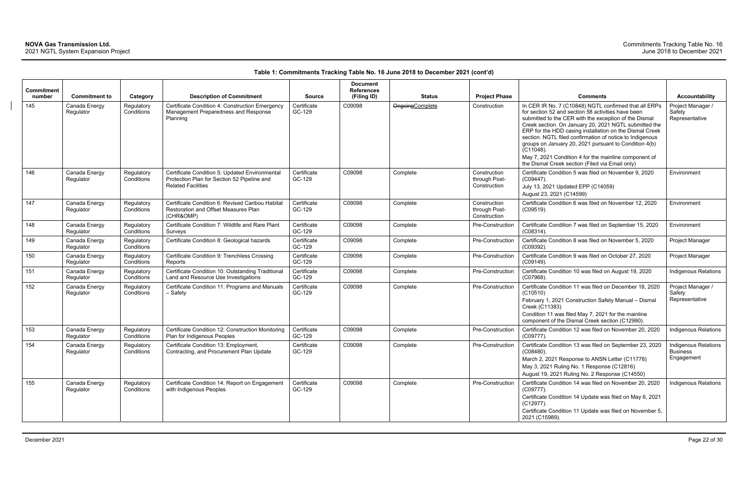**Table 1: Commitments Tracking Table No. 16 June 2018 to December 2021 (cont'd)**

| Commitment number | Commitment to | Category | Description of Commitment | Source | Document References (Filing ID) | Status | Project Phase | Comments | Accountability |
|---|---|---|---|---|---|---|---|---|---|
| 145 | Canada Energy Regulator | Regulatory Conditions | Certificate Condition 4: Construction Emergency Management Preparedness and Response Planning | Certificate GC-129 | C09098 | ~~Ongoing~~Complete | Construction | In CER IR No. 7 (C10848) NGTL confirmed that all ERPs for section 52 and section 58 activities have been submitted to the CER with the exception of the Dismal Creek section. On January 20, 2021 NGTL submitted the ERP for the HDD casing installation on the Dismal Creek section. NGTL filed confirmation of notice to Indigenous groups on January 20, 2021 pursuant to Condition 4(b) (C11048).<br>May 7, 2021 Condition 4 for the mainline component of the Dismal Creek section (Filed via Email only) | Project Manager / Safety Representative |
| 146 | Canada Energy Regulator | Regulatory Conditions | Certificate Condition 5: Updated Environmental Protection Plan for Section 52 Pipeline and Related Facilities | Certificate GC-129 | C09098 | Complete | Construction through Post-Construction | Certificate Condition 5 was filed on November 9, 2020 (C09447).<br>July 13, 2021 Updated EPP (C14059)<br>August 23, 2021 (C14599) | Environment |
| 147 | Canada Energy Regulator | Regulatory Conditions | Certificate Condition 6: Revised Caribou Habitat Restoration and Offset Measures Plan (CHR&OMP) | Certificate GC-129 | C09098 | Complete | Construction through Post-Construction | Certificate Condition 6 was filed on November 12, 2020 (C09519). | Environment |
| 148 | Canada Energy Regulator | Regulatory Conditions | Certificate Condition 7: Wildlife and Rare Plant Surveys | Certificate GC-129 | C09098 | Complete | Pre-Construction | Certificate Condition 7 was filed on September 15, 2020 (C08314). | Environment |
| 149 | Canada Energy Regulator | Regulatory Conditions | Certificate Condition 8: Geological hazards | Certificate GC-129 | C09098 | Complete | Pre-Construction | Certificate Condition 8 was filed on November 5, 2020 (C09392). | Project Manager |
| 150 | Canada Energy Regulator | Regulatory Conditions | Certificate Condition 9: Trenchless Crossing Reports | Certificate GC-129 | C09098 | Complete | Pre-Construction | Certificate Condition 9 was filed on October 27, 2020 (C09149). | Project Manager |
| 151 | Canada Energy Regulator | Regulatory Conditions | Certificate Condition 10: Outstanding Traditional Land and Resource Use Investigations | Certificate GC-129 | C09098 | Complete | Pre-Construction | Certificate Condition 10 was filed on August 19, 2020 (C07968). | Indigenous Relations |
| 152 | Canada Energy Regulator | Regulatory Conditions | Certificate Condition 11: Programs and Manuals – Safety | Certificate GC-129 | C09098 | Complete | Pre-Construction | Certificate Condition 11 was filed on December 18, 2020 (C10510)<br>February 1, 2021 Construction Safety Manual – Dismal Creek (C11383)<br>Condition 11 was filed May 7, 2021 for the mainline component of the Dismal Creek section (C12990). | Project Manager / Safety Representative |
| 153 | Canada Energy Regulator | Regulatory Conditions | Certificate Condition 12: Construction Monitoring Plan for Indigenous Peoples | Certificate GC-129 | C09098 | Complete | Pre-Construction | Certificate Condition 12 was filed on November 20, 2020 (C09777). | Indigenous Relations |
| 154 | Canada Energy Regulator | Regulatory Conditions | Certificate Condition 13: Employment, Contracting, and Procurement Plan Update | Certificate GC-129 | C09098 | Complete | Pre-Construction | Certificate Condition 13 was filed on September 23, 2020 (C08480).<br>March 2, 2021 Response to ANSN Letter (C11778)<br>May 3, 2021 Ruling No. 1 Response (C12816)<br>August 19, 2021 Ruling No. 2 Response (C14550) | Indigenous Relations Business Engagement |
| 155 | Canada Energy Regulator | Regulatory Conditions | Certificate Condition 14: Report on Engagement with Indigenous Peoples | Certificate GC-129 | C09098 | Complete | Pre-Construction | Certificate Condition 14 was filed on November 20, 2020 (C09777).<br>Certificate Condition 14 Update was filed on May 6, 2021 (C12977).<br>Certificate Condition 11 Update was filed on November 5, 2021 (C15989). | Indigenous Relations |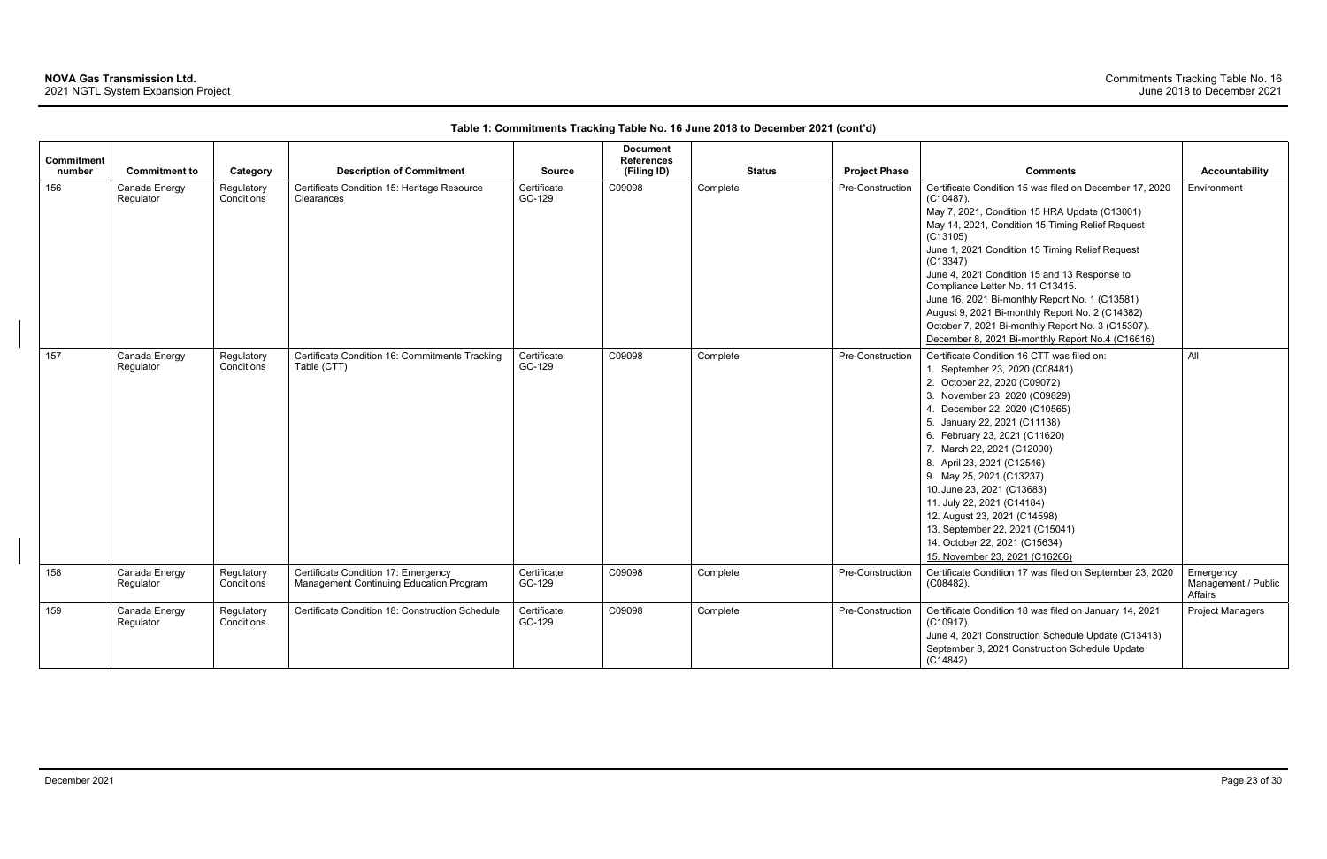**Table 1: Commitments Tracking Table No. 16 June 2018 to December 2021 (cont'd)**

| Commitment number | Commitment to | Category | Description of Commitment | Source | Document References (Filing ID) | Status | Project Phase | Comments | Accountability |
|---|---|---|---|---|---|---|---|---|---|
| 156 | Canada Energy Regulator | Regulatory Conditions | Certificate Condition 15: Heritage Resource Clearances | Certificate GC-129 | C09098 | Complete | Pre-Construction | Certificate Condition 15 was filed on December 17, 2020 (C10487).<br>May 7, 2021, Condition 15 HRA Update (C13001)<br>May 14, 2021, Condition 15 Timing Relief Request (C13105)<br>June 1, 2021 Condition 15 Timing Relief Request (C13347)<br>June 4, 2021 Condition 15 and 13 Response to Compliance Letter No. 11 C13415.<br>June 16, 2021 Bi-monthly Report No. 1 (C13581)<br>August 9, 2021 Bi-monthly Report No. 2 (C14382)<br>October 7, 2021 Bi-monthly Report No. 3 (C15307).<br>December 8, 2021 Bi-monthly Report No.4 (C16616) | Environment |
| 157 | Canada Energy Regulator | Regulatory Conditions | Certificate Condition 16: Commitments Tracking Table (CTT) | Certificate GC-129 | C09098 | Complete | Pre-Construction | Certificate Condition 16 CTT was filed on:<br>1. September 23, 2020 (C08481)<br>2. October 22, 2020 (C09072)<br>3. November 23, 2020 (C09829)<br>4. December 22, 2020 (C10565)<br>5. January 22, 2021 (C11138)<br>6. February 23, 2021 (C11620)<br>7. March 22, 2021 (C12090)<br>8. April 23, 2021 (C12546)<br>9. May 25, 2021 (C13237)<br>10. June 23, 2021 (C13683)<br>11. July 22, 2021 (C14184)<br>12. August 23, 2021 (C14598)<br>13. September 22, 2021 (C15041)<br>14. October 22, 2021 (C15634)<br>15. November 23, 2021 (C16266) | All |
| 158 | Canada Energy Regulator | Regulatory Conditions | Certificate Condition 17: Emergency Management Continuing Education Program | Certificate GC-129 | C09098 | Complete | Pre-Construction | Certificate Condition 17 was filed on September 23, 2020 (C08482). | Emergency Management / Public Affairs |
| 159 | Canada Energy Regulator | Regulatory Conditions | Certificate Condition 18: Construction Schedule | Certificate GC-129 | C09098 | Complete | Pre-Construction | Certificate Condition 18 was filed on January 14, 2021 (C10917).<br>June 4, 2021 Construction Schedule Update (C13413)<br>September 8, 2021 Construction Schedule Update (C14842) | Project Managers |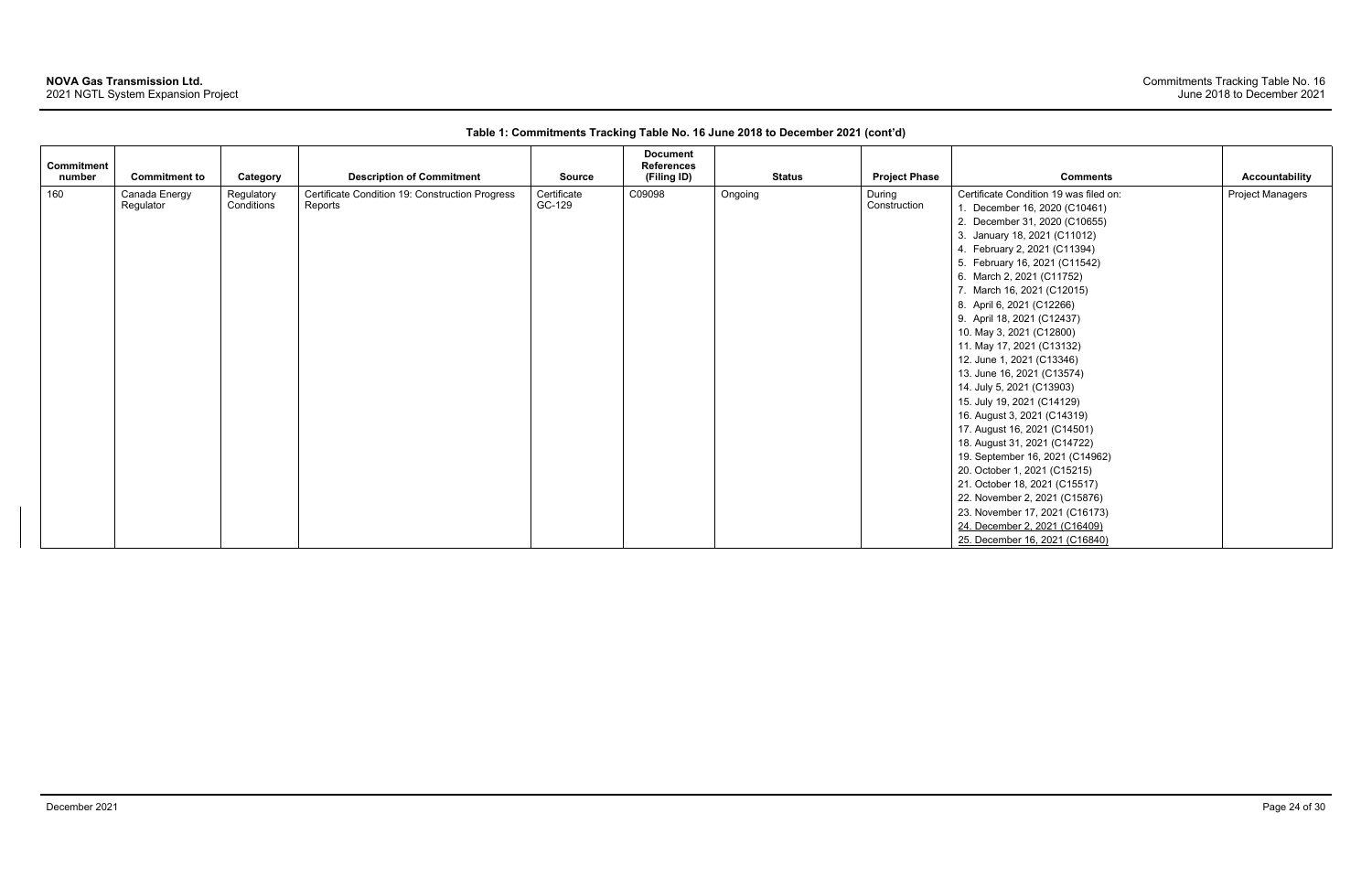**Table 1: Commitments Tracking Table No. 16 June 2018 to December 2021 (cont'd)**

| Commitment number | Commitment to | Category | Description of Commitment | Source | Document References (Filing ID) | Status | Project Phase | Comments | Accountability |
|---|---|---|---|---|---|---|---|---|---|
| 160 | Canada Energy Regulator | Regulatory Conditions | Certificate Condition 19: Construction Progress Reports | Certificate GC-129 | C09098 | Ongoing | During Construction | Certificate Condition 19 was filed on:<br>1. December 16, 2020 (C10461)<br>2. December 31, 2020 (C10655)<br>3. January 18, 2021 (C11012)<br>4. February 2, 2021 (C11394)<br>5. February 16, 2021 (C11542)<br>6. March 2, 2021 (C11752)<br>7. March 16, 2021 (C12015)<br>8. April 6, 2021 (C12266)<br>9. April 18, 2021 (C12437)<br>10. May 3, 2021 (C12800)<br>11. May 17, 2021 (C13132)<br>12. June 1, 2021 (C13346)<br>13. June 16, 2021 (C13574)<br>14. July 5, 2021 (C13903)<br>15. July 19, 2021 (C14129)<br>16. August 3, 2021 (C14319)<br>17. August 16, 2021 (C14501)<br>18. August 31, 2021 (C14722)<br>19. September 16, 2021 (C14962)<br>20. October 1, 2021 (C15215)<br>21. October 18, 2021 (C15517)<br>22. November 2, 2021 (C15876)<br>23. November 17, 2021 (C16173)<br>24. December 2, 2021 (C16409)<br>25. December 16, 2021 (C16840) | Project Managers |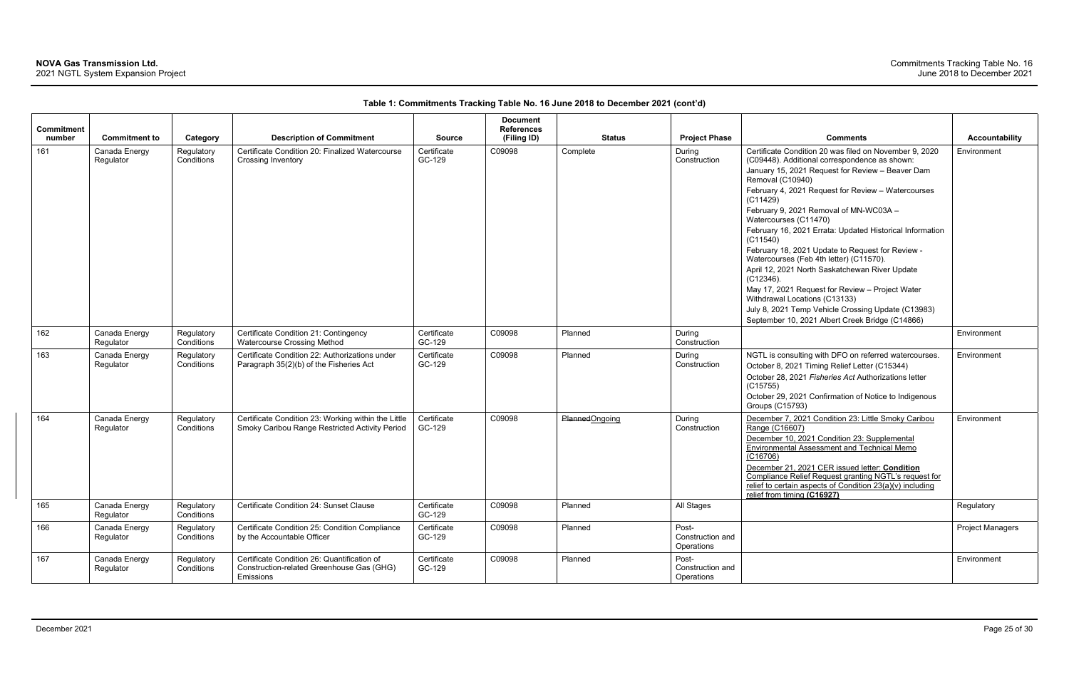**Table 1: Commitments Tracking Table No. 16 June 2018 to December 2021 (cont'd)**

| Commitment number | Commitment to | Category | Description of Commitment | Source | Document References (Filing ID) | Status | Project Phase | Comments | Accountability |
|---|---|---|---|---|---|---|---|---|---|
| 161 | Canada Energy Regulator | Regulatory Conditions | Certificate Condition 20: Finalized Watercourse Crossing Inventory | Certificate GC-129 | C09098 | Complete | During Construction | Certificate Condition 20 was filed on November 9, 2020 (C09448). Additional correspondence as shown:<br>January 15, 2021 Request for Review – Beaver Dam Removal (C10940)<br>February 4, 2021 Request for Review – Watercourses (C11429)<br>February 9, 2021 Removal of MN-WC03A – Watercourses (C11470)<br>February 16, 2021 Errata: Updated Historical Information (C11540)<br>February 18, 2021 Update to Request for Review - Watercourses (Feb 4th letter) (C11570).<br>April 12, 2021 North Saskatchewan River Update (C12346).<br>May 17, 2021 Request for Review – Project Water Withdrawal Locations (C13133)<br>July 8, 2021 Temp Vehicle Crossing Update (C13983)<br>September 10, 2021 Albert Creek Bridge (C14866) | Environment |
| 162 | Canada Energy Regulator | Regulatory Conditions | Certificate Condition 21: Contingency Watercourse Crossing Method | Certificate GC-129 | C09098 | Planned | During Construction | | Environment |
| 163 | Canada Energy Regulator | Regulatory Conditions | Certificate Condition 22: Authorizations under Paragraph 35(2)(b) of the Fisheries Act | Certificate GC-129 | C09098 | Planned | During Construction | NGTL is consulting with DFO on referred watercourses.<br>October 8, 2021 Timing Relief Letter (C15344)<br>October 28, 2021 *Fisheries Act* Authorizations letter (C15755)<br>October 29, 2021 Confirmation of Notice to Indigenous Groups (C15793) | Environment |
| 164 | Canada Energy Regulator | Regulatory Conditions | Certificate Condition 23: Working within the Little Smoky Caribou Range Restricted Activity Period | Certificate GC-129 | C09098 | ~~Planned~~Ongoing | During Construction | December 7, 2021 Condition 23: Little Smoky Caribou Range (C16607)<br>December 10, 2021 Condition 23: Supplemental Environmental Assessment and Technical Memo (C16706)<br>December 21, 2021 CER issued letter: **Condition** Compliance Relief Request granting NGTL's request for relief to certain aspects of Condition 23(a)(v) including relief from timing **(C16927)** | Environment |
| 165 | Canada Energy Regulator | Regulatory Conditions | Certificate Condition 24: Sunset Clause | Certificate GC-129 | C09098 | Planned | All Stages | | Regulatory |
| 166 | Canada Energy Regulator | Regulatory Conditions | Certificate Condition 25: Condition Compliance by the Accountable Officer | Certificate GC-129 | C09098 | Planned | Post-Construction and Operations | | Project Managers |
| 167 | Canada Energy Regulator | Regulatory Conditions | Certificate Condition 26: Quantification of Construction-related Greenhouse Gas (GHG) Emissions | Certificate GC-129 | C09098 | Planned | Post-Construction and Operations | | Environment |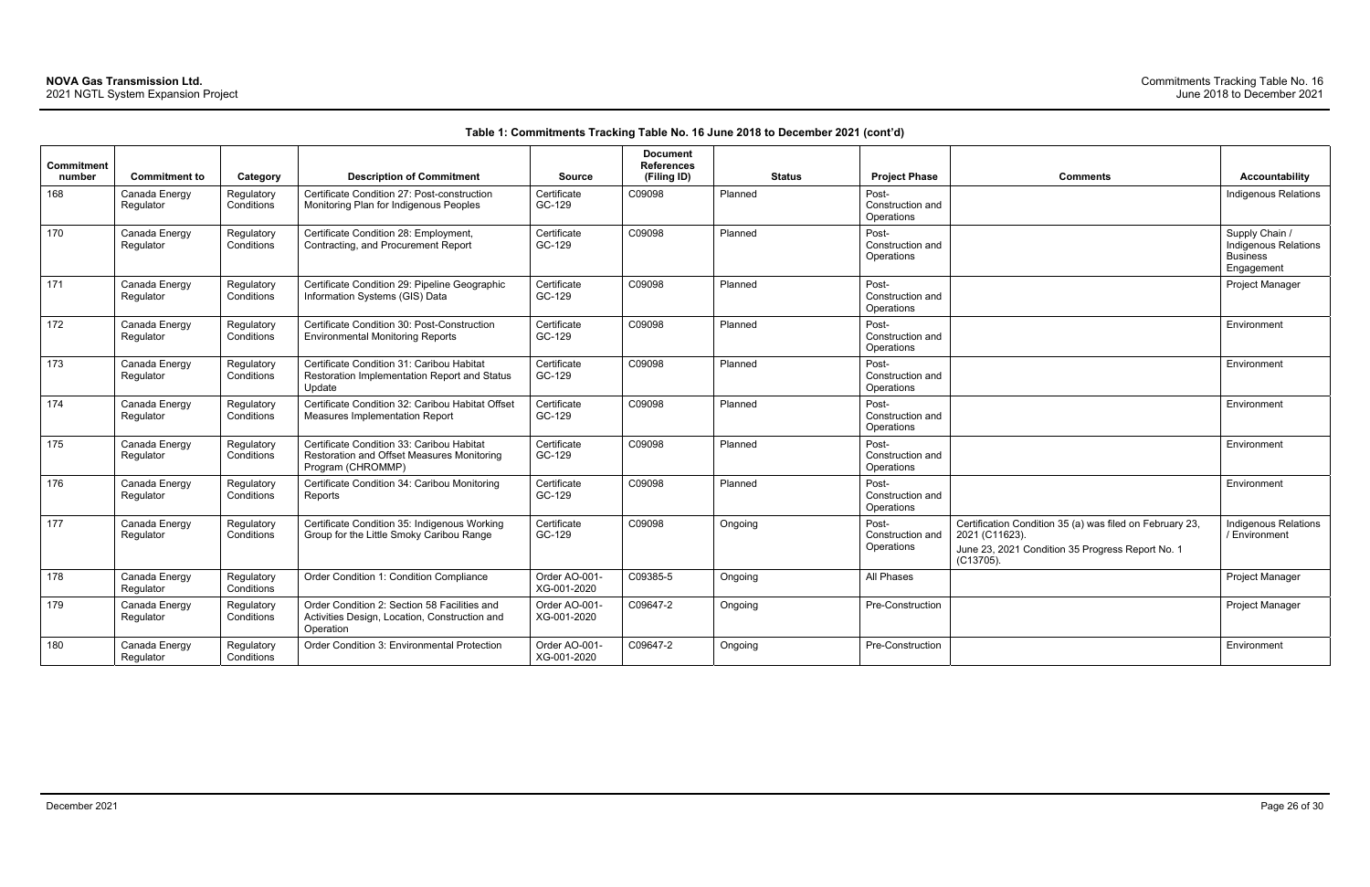**Table 1: Commitments Tracking Table No. 16 June 2018 to December 2021 (cont'd)**

| Commitment number | Commitment to | Category | Description of Commitment | Source | Document References (Filing ID) | Status | Project Phase | Comments | Accountability |
|---|---|---|---|---|---|---|---|---|---|
| 168 | Canada Energy Regulator | Regulatory Conditions | Certificate Condition 27: Post-construction Monitoring Plan for Indigenous Peoples | Certificate GC-129 | C09098 | Planned | Post-Construction and Operations | | Indigenous Relations |
| 170 | Canada Energy Regulator | Regulatory Conditions | Certificate Condition 28: Employment, Contracting, and Procurement Report | Certificate GC-129 | C09098 | Planned | Post-Construction and Operations | | Supply Chain / Indigenous Relations Business Engagement |
| 171 | Canada Energy Regulator | Regulatory Conditions | Certificate Condition 29: Pipeline Geographic Information Systems (GIS) Data | Certificate GC-129 | C09098 | Planned | Post-Construction and Operations | | Project Manager |
| 172 | Canada Energy Regulator | Regulatory Conditions | Certificate Condition 30: Post-Construction Environmental Monitoring Reports | Certificate GC-129 | C09098 | Planned | Post-Construction and Operations | | Environment |
| 173 | Canada Energy Regulator | Regulatory Conditions | Certificate Condition 31: Caribou Habitat Restoration Implementation Report and Status Update | Certificate GC-129 | C09098 | Planned | Post-Construction and Operations | | Environment |
| 174 | Canada Energy Regulator | Regulatory Conditions | Certificate Condition 32: Caribou Habitat Offset Measures Implementation Report | Certificate GC-129 | C09098 | Planned | Post-Construction and Operations | | Environment |
| 175 | Canada Energy Regulator | Regulatory Conditions | Certificate Condition 33: Caribou Habitat Restoration and Offset Measures Monitoring Program (CHROMMP) | Certificate GC-129 | C09098 | Planned | Post-Construction and Operations | | Environment |
| 176 | Canada Energy Regulator | Regulatory Conditions | Certificate Condition 34: Caribou Monitoring Reports | Certificate GC-129 | C09098 | Planned | Post-Construction and Operations | | Environment |
| 177 | Canada Energy Regulator | Regulatory Conditions | Certificate Condition 35: Indigenous Working Group for the Little Smoky Caribou Range | Certificate GC-129 | C09098 | Ongoing | Post-Construction and Operations | Certification Condition 35 (a) was filed on February 23, 2021 (C11623).<br>June 23, 2021 Condition 35 Progress Report No. 1 (C13705). | Indigenous Relations / Environment |
| 178 | Canada Energy Regulator | Regulatory Conditions | Order Condition 1: Condition Compliance | Order AO-001-XG-001-2020 | C09385-5 | Ongoing | All Phases | | Project Manager |
| 179 | Canada Energy Regulator | Regulatory Conditions | Order Condition 2: Section 58 Facilities and Activities Design, Location, Construction and Operation | Order AO-001-XG-001-2020 | C09647-2 | Ongoing | Pre-Construction | | Project Manager |
| 180 | Canada Energy Regulator | Regulatory Conditions | Order Condition 3: Environmental Protection | Order AO-001-XG-001-2020 | C09647-2 | Ongoing | Pre-Construction | | Environment |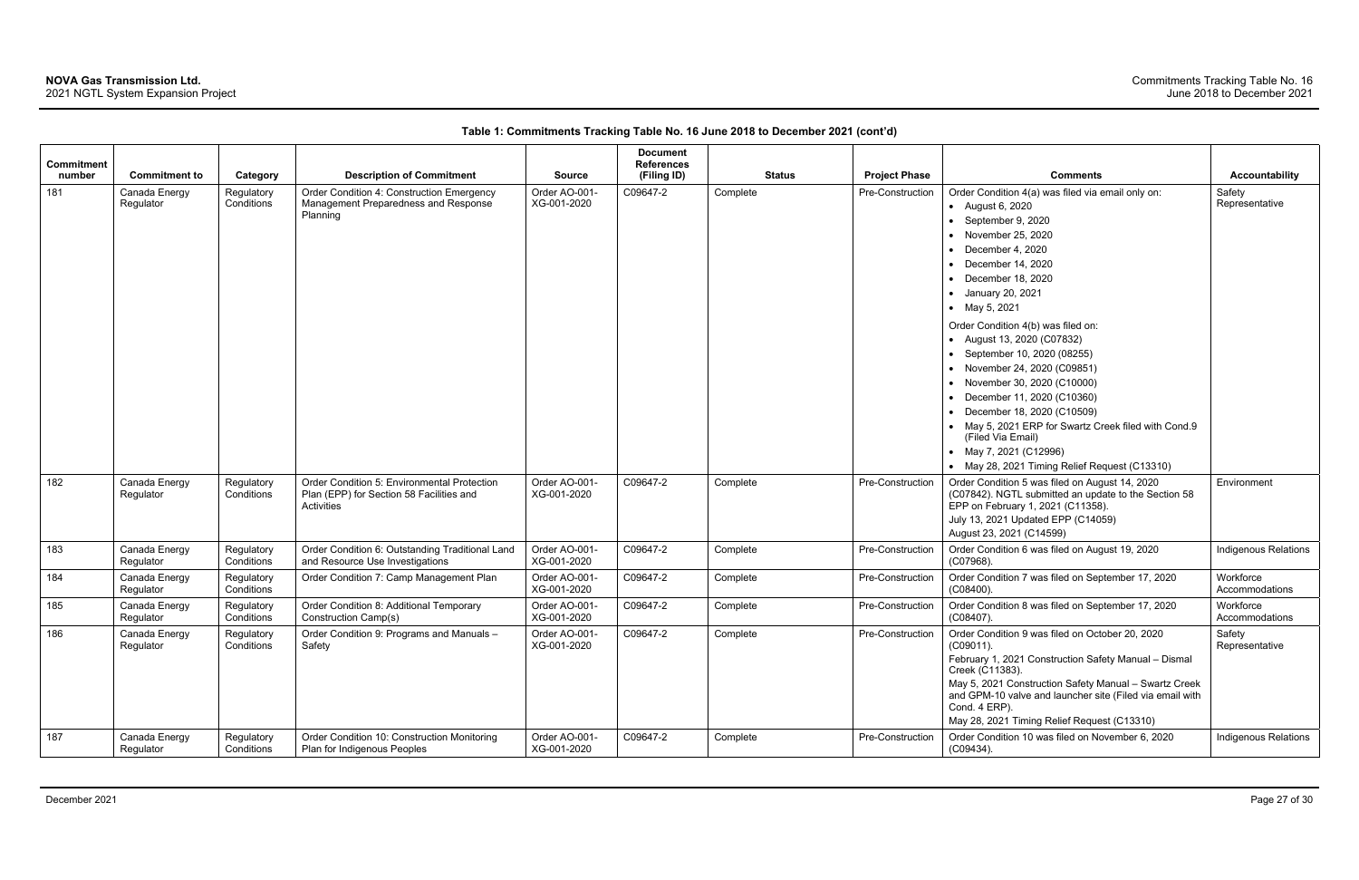**Table 1: Commitments Tracking Table No. 16 June 2018 to December 2021 (cont'd)**

| Commitment number | Commitment to | Category | Description of Commitment | Source | Document References (Filing ID) | Status | Project Phase | Comments | Accountability |
|---|---|---|---|---|---|---|---|---|---|
| 181 | Canada Energy Regulator | Regulatory Conditions | Order Condition 4: Construction Emergency Management Preparedness and Response Planning | Order AO-001-XG-001-2020 | C09647-2 | Complete | Pre-Construction | Order Condition 4(a) was filed via email only on:<br>• August 6, 2020<br>• September 9, 2020<br>• November 25, 2020<br>• December 4, 2020<br>• December 14, 2020<br>• December 18, 2020<br>• January 20, 2021<br>• May 5, 2021<br>Order Condition 4(b) was filed on:<br>• August 13, 2020 (C07832)<br>• September 10, 2020 (08255)<br>• November 24, 2020 (C09851)<br>• November 30, 2020 (C10000)<br>• December 11, 2020 (C10360)<br>• December 18, 2020 (C10509)<br>• May 5, 2021 ERP for Swartz Creek filed with Cond.9 (Filed Via Email)<br>• May 7, 2021 (C12996)<br>• May 28, 2021 Timing Relief Request (C13310) | Safety Representative |
| 182 | Canada Energy Regulator | Regulatory Conditions | Order Condition 5: Environmental Protection Plan (EPP) for Section 58 Facilities and Activities | Order AO-001-XG-001-2020 | C09647-2 | Complete | Pre-Construction | Order Condition 5 was filed on August 14, 2020 (C07842). NGTL submitted an update to the Section 58 EPP on February 1, 2021 (C11358).<br>July 13, 2021 Updated EPP (C14059)<br>August 23, 2021 (C14599) | Environment |
| 183 | Canada Energy Regulator | Regulatory Conditions | Order Condition 6: Outstanding Traditional Land and Resource Use Investigations | Order AO-001-XG-001-2020 | C09647-2 | Complete | Pre-Construction | Order Condition 6 was filed on August 19, 2020 (C07968). | Indigenous Relations |
| 184 | Canada Energy Regulator | Regulatory Conditions | Order Condition 7: Camp Management Plan | Order AO-001-XG-001-2020 | C09647-2 | Complete | Pre-Construction | Order Condition 7 was filed on September 17, 2020 (C08400). | Workforce Accommodations |
| 185 | Canada Energy Regulator | Regulatory Conditions | Order Condition 8: Additional Temporary Construction Camp(s) | Order AO-001-XG-001-2020 | C09647-2 | Complete | Pre-Construction | Order Condition 8 was filed on September 17, 2020 (C08407). | Workforce Accommodations |
| 186 | Canada Energy Regulator | Regulatory Conditions | Order Condition 9: Programs and Manuals – Safety | Order AO-001-XG-001-2020 | C09647-2 | Complete | Pre-Construction | Order Condition 9 was filed on October 20, 2020 (C09011).<br>February 1, 2021 Construction Safety Manual – Dismal Creek (C11383).<br>May 5, 2021 Construction Safety Manual – Swartz Creek and GPM-10 valve and launcher site (Filed via email with Cond. 4 ERP).<br>May 28, 2021 Timing Relief Request (C13310) | Safety Representative |
| 187 | Canada Energy Regulator | Regulatory Conditions | Order Condition 10: Construction Monitoring Plan for Indigenous Peoples | Order AO-001-XG-001-2020 | C09647-2 | Complete | Pre-Construction | Order Condition 10 was filed on November 6, 2020 (C09434). | Indigenous Relations |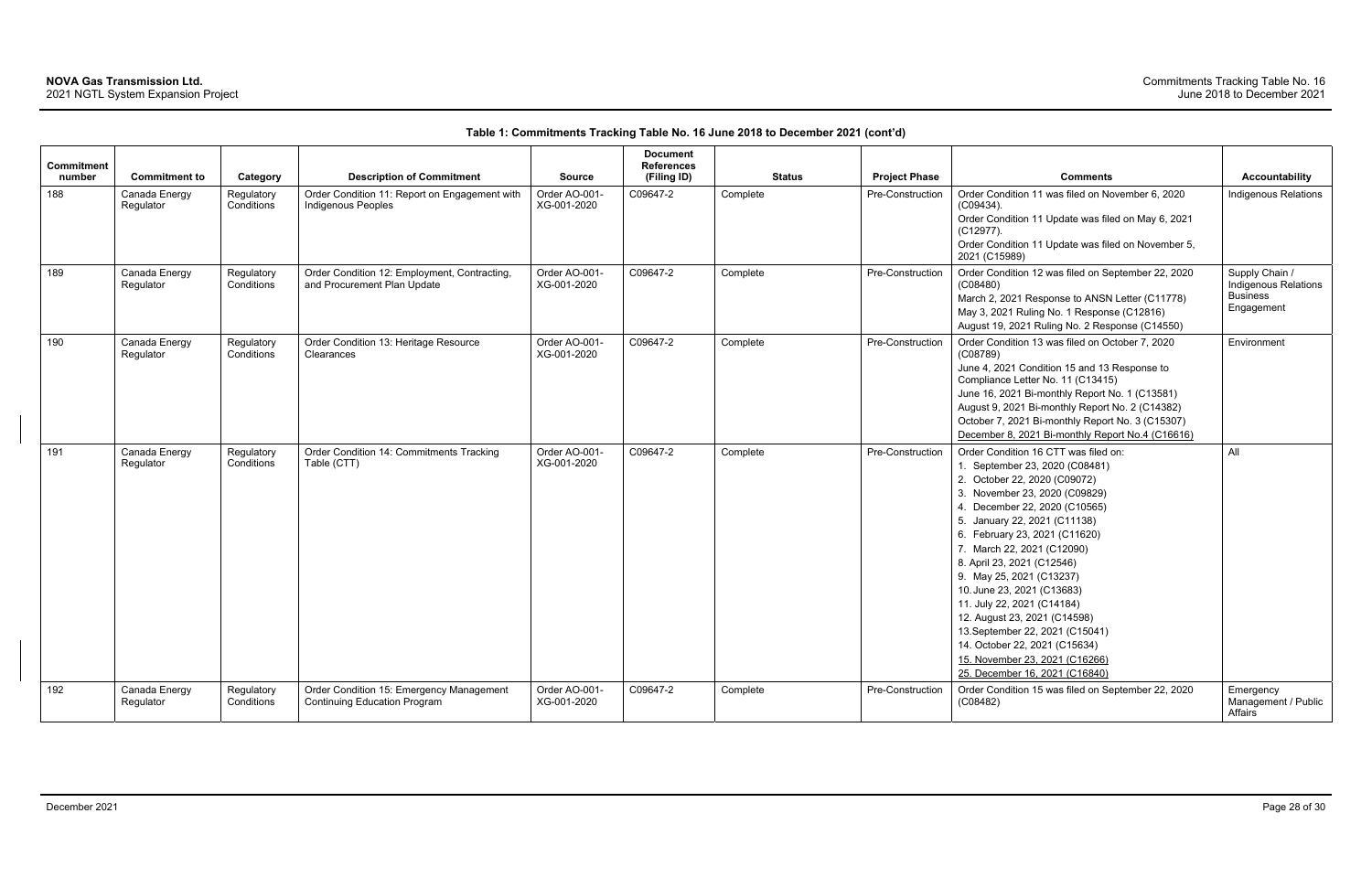**Table 1: Commitments Tracking Table No. 16 June 2018 to December 2021 (cont'd)**

| Commitment number | Commitment to | Category | Description of Commitment | Source | Document References (Filing ID) | Status | Project Phase | Comments | Accountability |
|---|---|---|---|---|---|---|---|---|---|
| 188 | Canada Energy Regulator | Regulatory Conditions | Order Condition 11: Report on Engagement with Indigenous Peoples | Order AO-001-XG-001-2020 | C09647-2 | Complete | Pre-Construction | Order Condition 11 was filed on November 6, 2020 (C09434).<br>Order Condition 11 Update was filed on May 6, 2021 (C12977).<br>Order Condition 11 Update was filed on November 5, 2021 (C15989) | Indigenous Relations |
| 189 | Canada Energy Regulator | Regulatory Conditions | Order Condition 12: Employment, Contracting, and Procurement Plan Update | Order AO-001-XG-001-2020 | C09647-2 | Complete | Pre-Construction | Order Condition 12 was filed on September 22, 2020 (C08480)<br>March 2, 2021 Response to ANSN Letter (C11778)<br>May 3, 2021 Ruling No. 1 Response (C12816)<br>August 19, 2021 Ruling No. 2 Response (C14550) | Supply Chain / Indigenous Relations Business Engagement |
| 190 | Canada Energy Regulator | Regulatory Conditions | Order Condition 13: Heritage Resource Clearances | Order AO-001-XG-001-2020 | C09647-2 | Complete | Pre-Construction | Order Condition 13 was filed on October 7, 2020 (C08789)<br>June 4, 2021 Condition 15 and 13 Response to Compliance Letter No. 11 (C13415)<br>June 16, 2021 Bi-monthly Report No. 1 (C13581)<br>August 9, 2021 Bi-monthly Report No. 2 (C14382)<br>October 7, 2021 Bi-monthly Report No. 3 (C15307)<br>December 8, 2021 Bi-monthly Report No.4 (C16616) | Environment |
| 191 | Canada Energy Regulator | Regulatory Conditions | Order Condition 14: Commitments Tracking Table (CTT) | Order AO-001-XG-001-2020 | C09647-2 | Complete | Pre-Construction | Order Condition 16 CTT was filed on:<br>1. September 23, 2020 (C08481)<br>2. October 22, 2020 (C09072)<br>3. November 23, 2020 (C09829)<br>4. December 22, 2020 (C10565)<br>5. January 22, 2021 (C11138)<br>6. February 23, 2021 (C11620)<br>7. March 22, 2021 (C12090)<br>8. April 23, 2021 (C12546)<br>9. May 25, 2021 (C13237)<br>10. June 23, 2021 (C13683)<br>11. July 22, 2021 (C14184)<br>12. August 23, 2021 (C14598)<br>13. September 22, 2021 (C15041)<br>14. October 22, 2021 (C15634)<br>15. November 23, 2021 (C16266)<br>25. December 16, 2021 (C16840) | All |
| 192 | Canada Energy Regulator | Regulatory Conditions | Order Condition 15: Emergency Management Continuing Education Program | Order AO-001-XG-001-2020 | C09647-2 | Complete | Pre-Construction | Order Condition 15 was filed on September 22, 2020 (C08482) | Emergency Management / Public Affairs |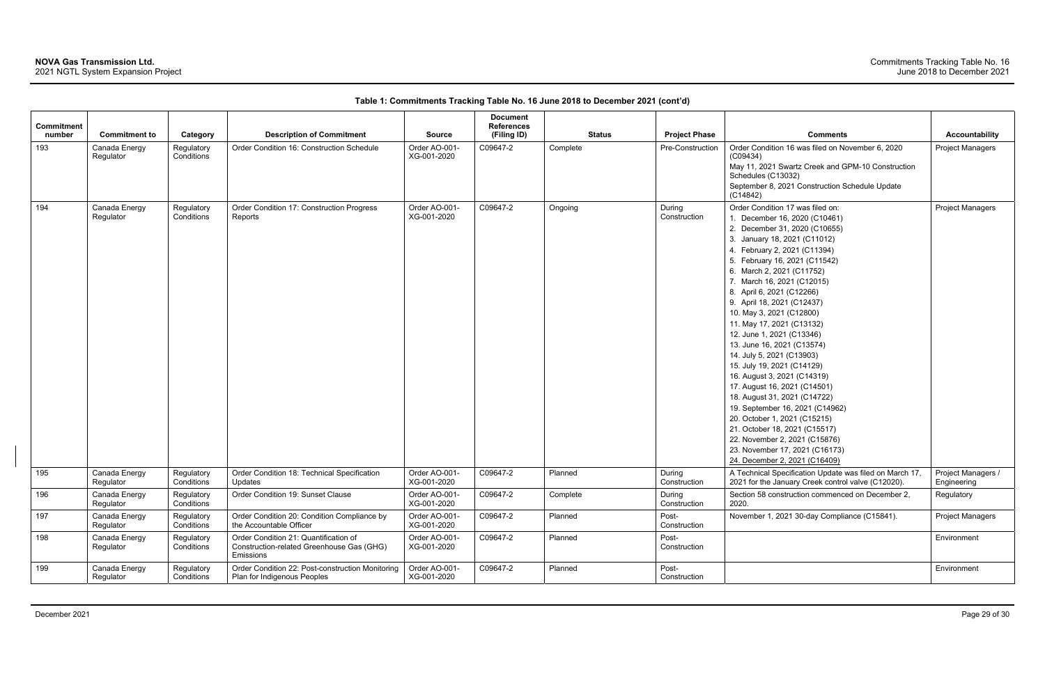**Table 1: Commitments Tracking Table No. 16 June 2018 to December 2021 (cont'd)**

| Commitment number | Commitment to | Category | Description of Commitment | Source | Document References (Filing ID) | Status | Project Phase | Comments | Accountability |
|---|---|---|---|---|---|---|---|---|---|
| 193 | Canada Energy Regulator | Regulatory Conditions | Order Condition 16: Construction Schedule | Order AO-001-XG-001-2020 | C09647-2 | Complete | Pre-Construction | Order Condition 16 was filed on November 6, 2020 (C09434)<br>May 11, 2021 Swartz Creek and GPM-10 Construction Schedules (C13032)<br>September 8, 2021 Construction Schedule Update (C14842) | Project Managers |
| 194 | Canada Energy Regulator | Regulatory Conditions | Order Condition 17: Construction Progress Reports | Order AO-001-XG-001-2020 | C09647-2 | Ongoing | During Construction | Order Condition 17 was filed on:<br>1. December 16, 2020 (C10461)<br>2. December 31, 2020 (C10655)<br>3. January 18, 2021 (C11012)<br>4. February 2, 2021 (C11394)<br>5. February 16, 2021 (C11542)<br>6. March 2, 2021 (C11752)<br>7. March 16, 2021 (C12015)<br>8. April 6, 2021 (C12266)<br>9. April 18, 2021 (C12437)<br>10. May 3, 2021 (C12800)<br>11. May 17, 2021 (C13132)<br>12. June 1, 2021 (C13346)<br>13. June 16, 2021 (C13574)<br>14. July 5, 2021 (C13903)<br>15. July 19, 2021 (C14129)<br>16. August 3, 2021 (C14319)<br>17. August 16, 2021 (C14501)<br>18. August 31, 2021 (C14722)<br>19. September 16, 2021 (C14962)<br>20. October 1, 2021 (C15215)<br>21. October 18, 2021 (C15517)<br>22. November 2, 2021 (C15876)<br>23. November 17, 2021 (C16173)<br>24. December 2, 2021 (C16409) | Project Managers |
| 195 | Canada Energy Regulator | Regulatory Conditions | Order Condition 18: Technical Specification Updates | Order AO-001-XG-001-2020 | C09647-2 | Planned | During Construction | A Technical Specification Update was filed on March 17, 2021 for the January Creek control valve (C12020). | Project Managers / Engineering |
| 196 | Canada Energy Regulator | Regulatory Conditions | Order Condition 19: Sunset Clause | Order AO-001-XG-001-2020 | C09647-2 | Complete | During Construction | Section 58 construction commenced on December 2, 2020. | Regulatory |
| 197 | Canada Energy Regulator | Regulatory Conditions | Order Condition 20: Condition Compliance by the Accountable Officer | Order AO-001-XG-001-2020 | C09647-2 | Planned | Post-Construction | November 1, 2021 30-day Compliance (C15841). | Project Managers |
| 198 | Canada Energy Regulator | Regulatory Conditions | Order Condition 21: Quantification of Construction-related Greenhouse Gas (GHG) Emissions | Order AO-001-XG-001-2020 | C09647-2 | Planned | Post-Construction | | Environment |
| 199 | Canada Energy Regulator | Regulatory Conditions | Order Condition 22: Post-construction Monitoring Plan for Indigenous Peoples | Order AO-001-XG-001-2020 | C09647-2 | Planned | Post-Construction | | Environment |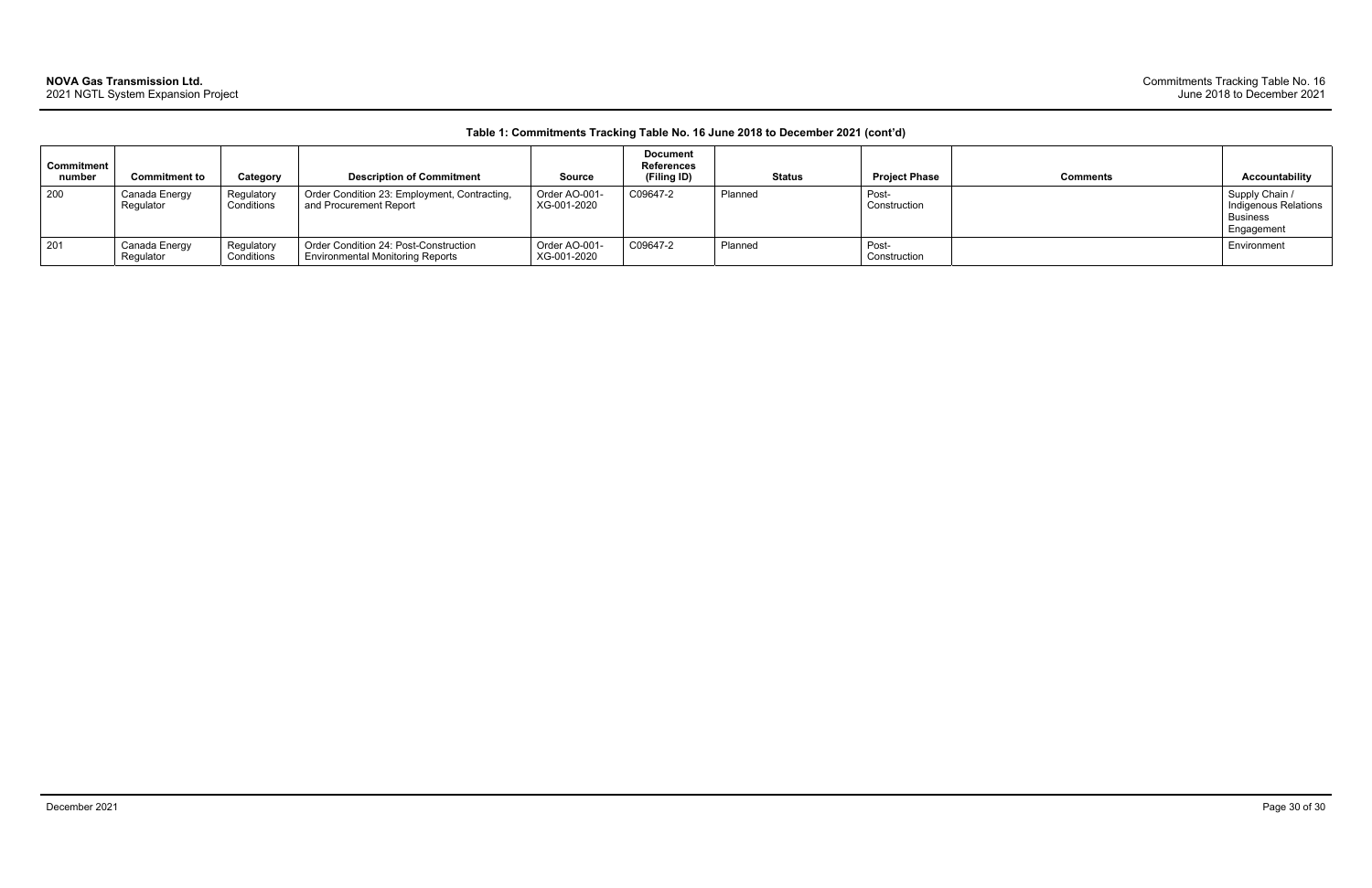**Table 1: Commitments Tracking Table No. 16 June 2018 to December 2021 (cont'd)**

| Commitment number | Commitment to | Category | Description of Commitment | Source | Document References (Filing ID) | Status | Project Phase | Comments | Accountability |
|---|---|---|---|---|---|---|---|---|---|
| 200 | Canada Energy Regulator | Regulatory Conditions | Order Condition 23: Employment, Contracting, and Procurement Report | Order AO-001-XG-001-2020 | C09647-2 | Planned | Post-Construction | | Supply Chain / Indigenous Relations Business Engagement |
| 201 | Canada Energy Regulator | Regulatory Conditions | Order Condition 24: Post-Construction Environmental Monitoring Reports | Order AO-001-XG-001-2020 | C09647-2 | Planned | Post-Construction | | Environment |